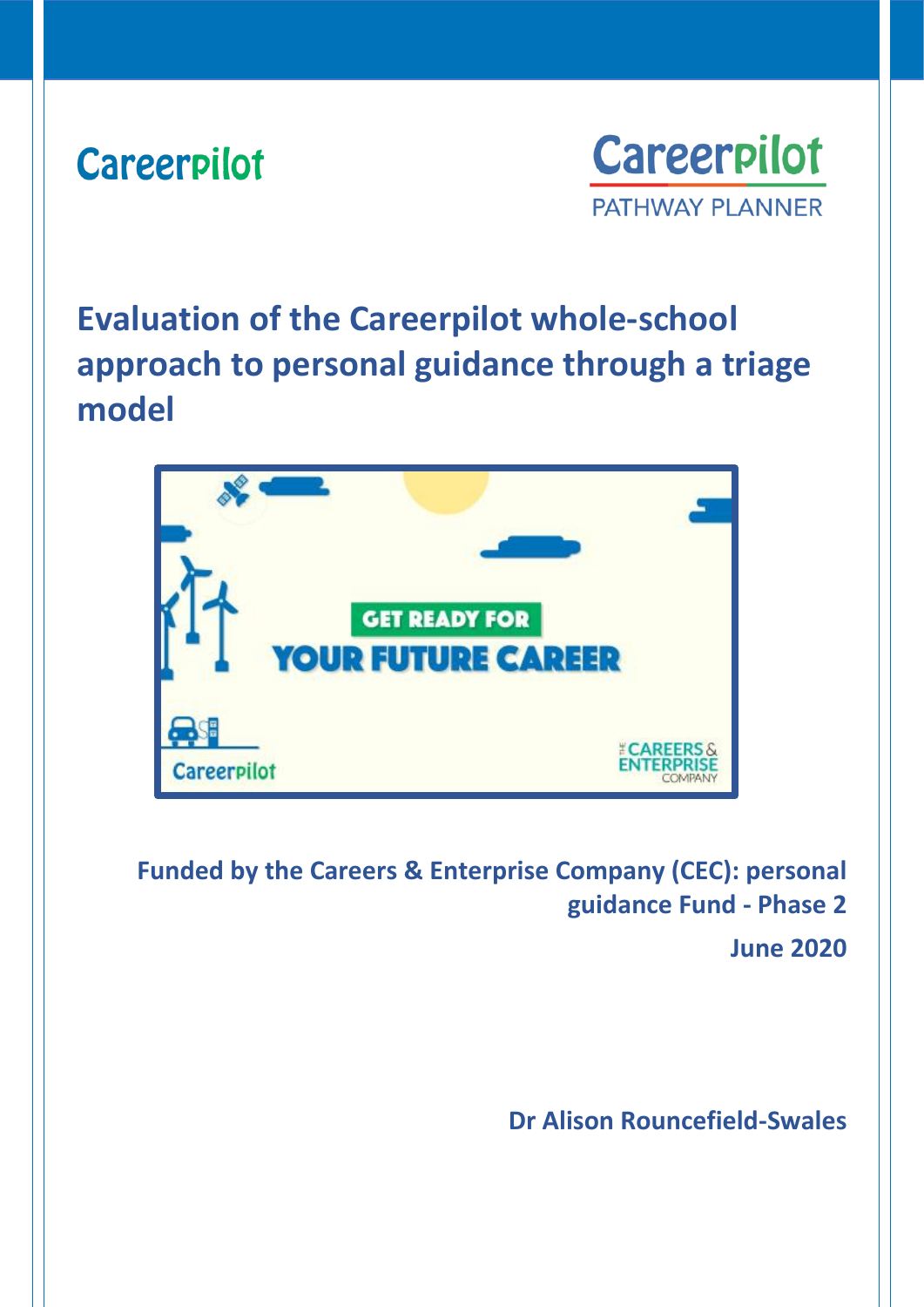Careerpilot

Careerpilot
PATHWAY PLANNER

# Evaluation of the Careerpilot whole-school approach to personal guidance through a triage model

**Funded by the Careers & Enterprise Company (CEC): personal guidance Fund - Phase 2**

**June 2020**

**Dr Alison Rouncefield-Swales**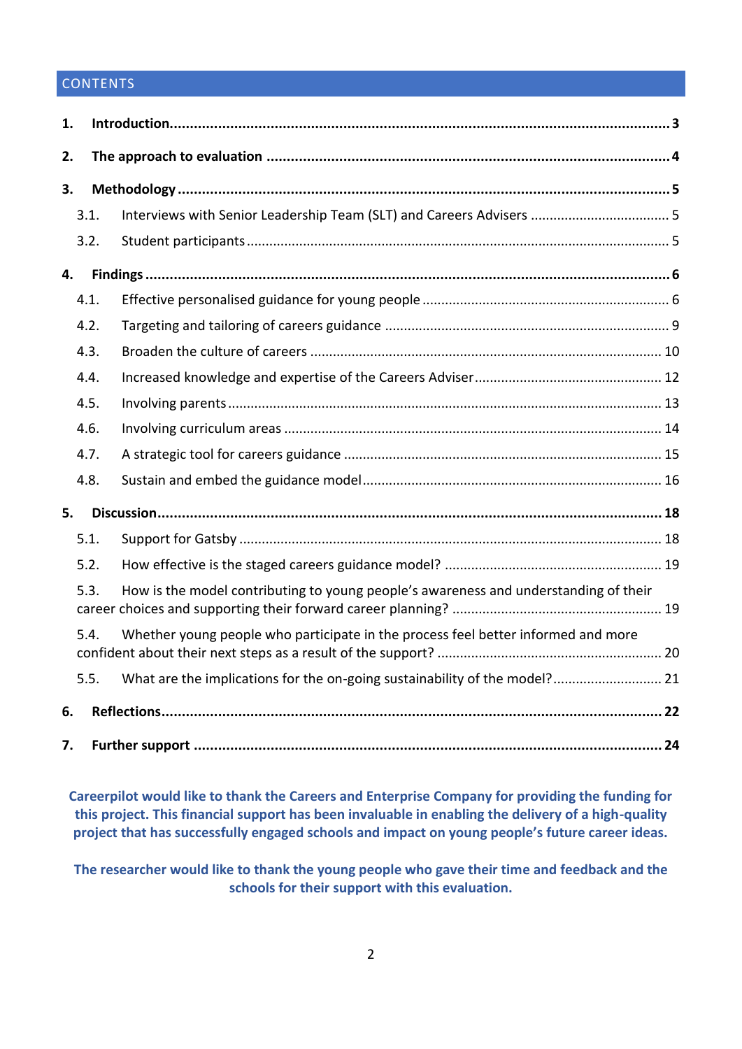## CONTENTS

1. **Introduction** ........ 3
2. **The approach to evaluation** ........ 4
3. **Methodology** ........ 5
   - 3.1. Interviews with Senior Leadership Team (SLT) and Careers Advisers ........ 5
   - 3.2. Student participants ........ 5
4. **Findings** ........ 6
   - 4.1. Effective personalised guidance for young people ........ 6
   - 4.2. Targeting and tailoring of careers guidance ........ 9
   - 4.3. Broaden the culture of careers ........ 10
   - 4.4. Increased knowledge and expertise of the Careers Adviser ........ 12
   - 4.5. Involving parents ........ 13
   - 4.6. Involving curriculum areas ........ 14
   - 4.7. A strategic tool for careers guidance ........ 15
   - 4.8. Sustain and embed the guidance model ........ 16
5. **Discussion** ........ 18
   - 5.1. Support for Gatsby ........ 18
   - 5.2. How effective is the staged careers guidance model? ........ 19
   - 5.3. How is the model contributing to young people's awareness and understanding of their career choices and supporting their forward career planning? ........ 19
   - 5.4. Whether young people who participate in the process feel better informed and more confident about their next steps as a result of the support? ........ 20
   - 5.5. What are the implications for the on-going sustainability of the model? ........ 21
6. **Reflections** ........ 22
7. **Further support** ........ 24

**Careerpilot would like to thank the Careers and Enterprise Company for providing the funding for this project. This financial support has been invaluable in enabling the delivery of a high-quality project that has successfully engaged schools and impact on young people's future career ideas.**

**The researcher would like to thank the young people who gave their time and feedback and the schools for their support with this evaluation.**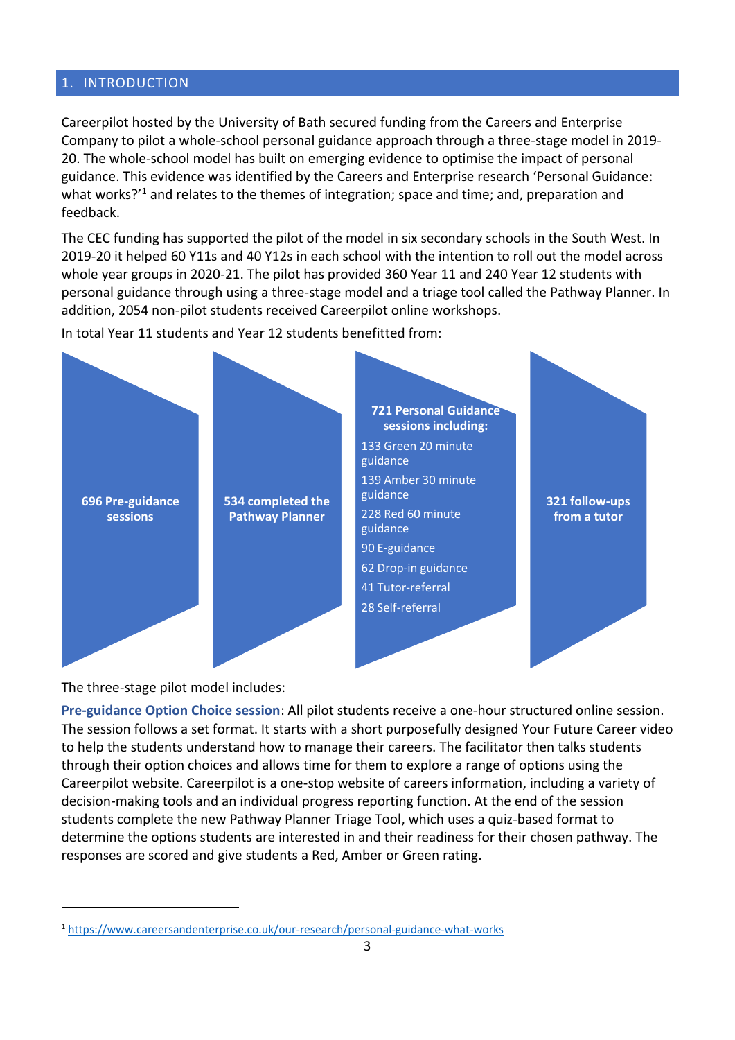## 1. INTRODUCTION

Careerpilot hosted by the University of Bath secured funding from the Careers and Enterprise Company to pilot a whole-school personal guidance approach through a three-stage model in 2019-20. The whole-school model has built on emerging evidence to optimise the impact of personal guidance. This evidence was identified by the Careers and Enterprise research 'Personal Guidance: what works?'[1] and relates to the themes of integration; space and time; and, preparation and feedback.

The CEC funding has supported the pilot of the model in six secondary schools in the South West. In 2019-20 it helped 60 Y11s and 40 Y12s in each school with the intention to roll out the model across whole year groups in 2020-21. The pilot has provided 360 Year 11 and 240 Year 12 students with personal guidance through using a three-stage model and a triage tool called the Pathway Planner. In addition, 2054 non-pilot students received Careerpilot online workshops.

In total Year 11 students and Year 12 students benefitted from:

- **696 Pre-guidance sessions**
- **534 completed the Pathway Planner**
- **721 Personal Guidance sessions including:**
  - 133 Green 20 minute guidance
  - 139 Amber 30 minute guidance
  - 228 Red 60 minute guidance
  - 90 E-guidance
  - 62 Drop-in guidance
  - 41 Tutor-referral
  - 28 Self-referral
- **321 follow-ups from a tutor**

The three-stage pilot model includes:

**Pre-guidance Option Choice session**: All pilot students receive a one-hour structured online session. The session follows a set format. It starts with a short purposefully designed Your Future Career video to help the students understand how to manage their careers. The facilitator then talks students through their option choices and allows time for them to explore a range of options using the Careerpilot website. Careerpilot is a one-stop website of careers information, including a variety of decision-making tools and an individual progress reporting function. At the end of the session students complete the new Pathway Planner Triage Tool, which uses a quiz-based format to determine the options students are interested in and their readiness for their chosen pathway. The responses are scored and give students a Red, Amber or Green rating.

---

[1] https://www.careersandenterprise.co.uk/our-research/personal-guidance-what-works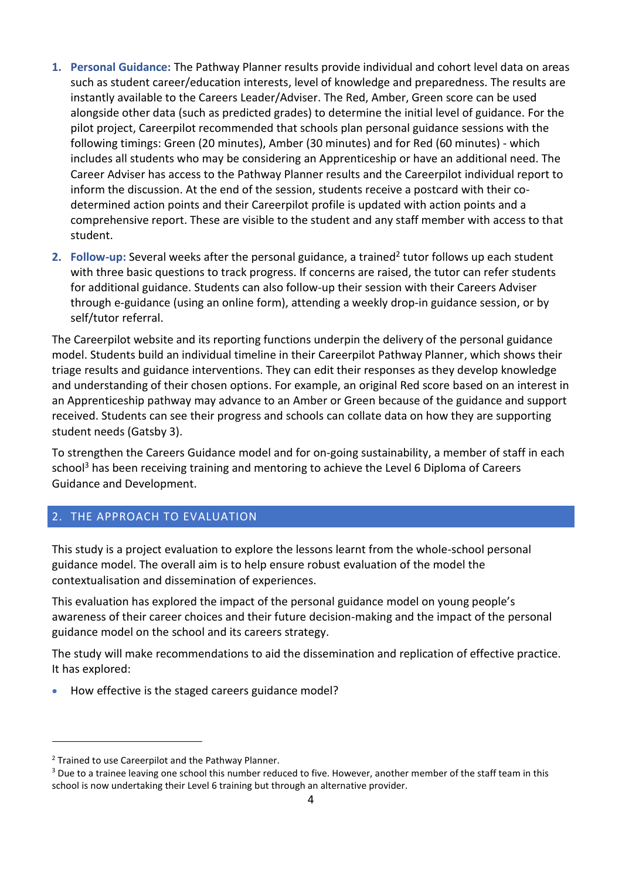1. **Personal Guidance:** The Pathway Planner results provide individual and cohort level data on areas such as student career/education interests, level of knowledge and preparedness. The results are instantly available to the Careers Leader/Adviser. The Red, Amber, Green score can be used alongside other data (such as predicted grades) to determine the initial level of guidance. For the pilot project, Careerpilot recommended that schools plan personal guidance sessions with the following timings: Green (20 minutes), Amber (30 minutes) and for Red (60 minutes) - which includes all students who may be considering an Apprenticeship or have an additional need. The Career Adviser has access to the Pathway Planner results and the Careerpilot individual report to inform the discussion. At the end of the session, students receive a postcard with their co-determined action points and their Careerpilot profile is updated with action points and a comprehensive report. These are visible to the student and any staff member with access to that student.

2. **Follow-up:** Several weeks after the personal guidance, a trained[2] tutor follows up each student with three basic questions to track progress. If concerns are raised, the tutor can refer students for additional guidance. Students can also follow-up their session with their Careers Adviser through e-guidance (using an online form), attending a weekly drop-in guidance session, or by self/tutor referral.

The Careerpilot website and its reporting functions underpin the delivery of the personal guidance model. Students build an individual timeline in their Careerpilot Pathway Planner, which shows their triage results and guidance interventions. They can edit their responses as they develop knowledge and understanding of their chosen options. For example, an original Red score based on an interest in an Apprenticeship pathway may advance to an Amber or Green because of the guidance and support received. Students can see their progress and schools can collate data on how they are supporting student needs (Gatsby 3).

To strengthen the Careers Guidance model and for on-going sustainability, a member of staff in each school[3] has been receiving training and mentoring to achieve the Level 6 Diploma of Careers Guidance and Development.

## 2. THE APPROACH TO EVALUATION

This study is a project evaluation to explore the lessons learnt from the whole-school personal guidance model. The overall aim is to help ensure robust evaluation of the model the contextualisation and dissemination of experiences.

This evaluation has explored the impact of the personal guidance model on young people's awareness of their career choices and their future decision-making and the impact of the personal guidance model on the school and its careers strategy.

The study will make recommendations to aid the dissemination and replication of effective practice. It has explored:

- How effective is the staged careers guidance model?

---

[2] Trained to use Careerpilot and the Pathway Planner.

[3] Due to a trainee leaving one school this number reduced to five. However, another member of the staff team in this school is now undertaking their Level 6 training but through an alternative provider.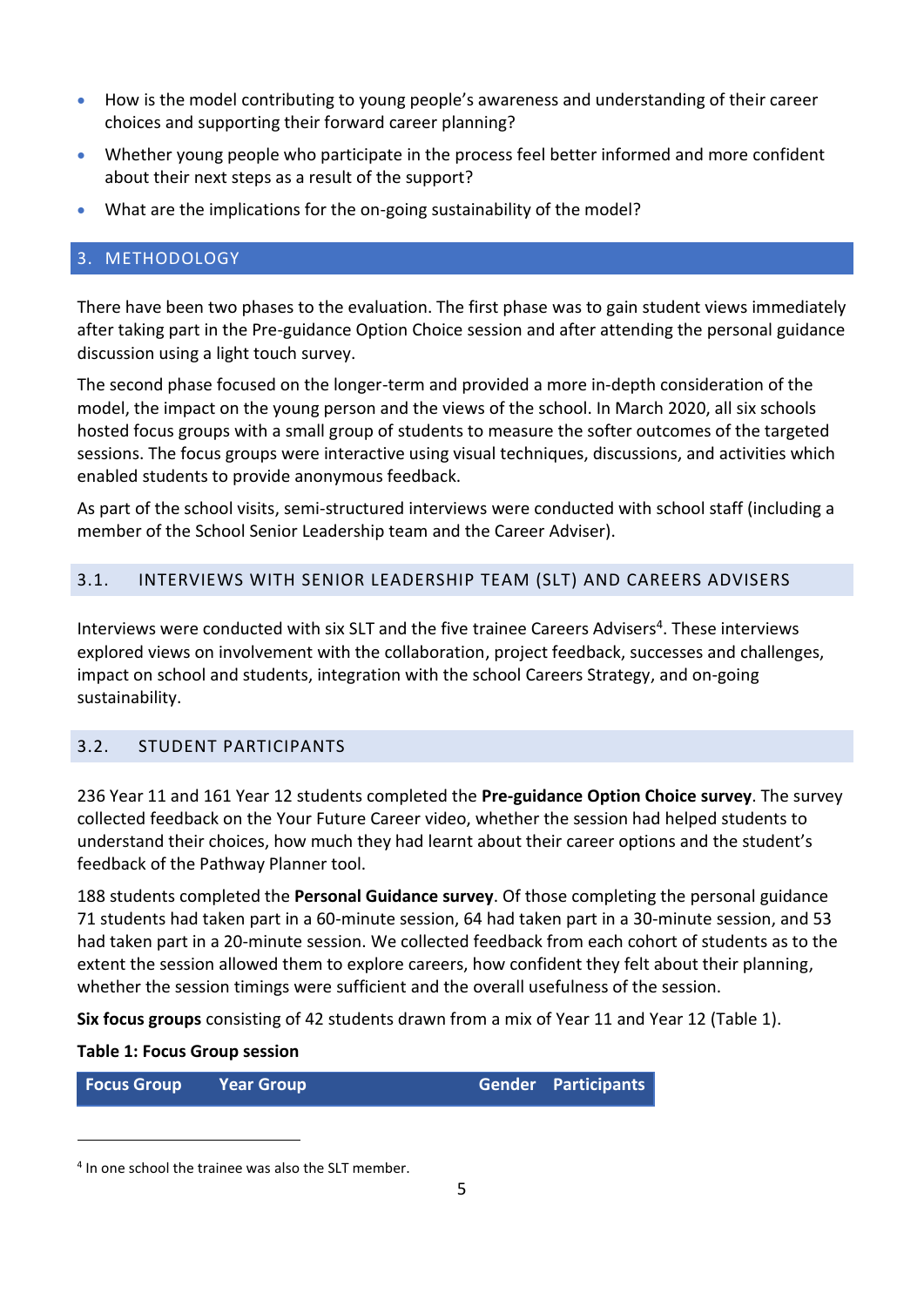- How is the model contributing to young people's awareness and understanding of their career choices and supporting their forward career planning?
- Whether young people who participate in the process feel better informed and more confident about their next steps as a result of the support?
- What are the implications for the on-going sustainability of the model?

## 3. METHODOLOGY

There have been two phases to the evaluation. The first phase was to gain student views immediately after taking part in the Pre-guidance Option Choice session and after attending the personal guidance discussion using a light touch survey.

The second phase focused on the longer-term and provided a more in-depth consideration of the model, the impact on the young person and the views of the school. In March 2020, all six schools hosted focus groups with a small group of students to measure the softer outcomes of the targeted sessions. The focus groups were interactive using visual techniques, discussions, and activities which enabled students to provide anonymous feedback.

As part of the school visits, semi-structured interviews were conducted with school staff (including a member of the School Senior Leadership team and the Career Adviser).

### 3.1. INTERVIEWS WITH SENIOR LEADERSHIP TEAM (SLT) AND CAREERS ADVISERS

Interviews were conducted with six SLT and the five trainee Careers Advisers[4]. These interviews explored views on involvement with the collaboration, project feedback, successes and challenges, impact on school and students, integration with the school Careers Strategy, and on-going sustainability.

### 3.2. STUDENT PARTICIPANTS

236 Year 11 and 161 Year 12 students completed the **Pre-guidance Option Choice survey**. The survey collected feedback on the Your Future Career video, whether the session had helped students to understand their choices, how much they had learnt about their career options and the student's feedback of the Pathway Planner tool.

188 students completed the **Personal Guidance survey**. Of those completing the personal guidance 71 students had taken part in a 60-minute session, 64 had taken part in a 30-minute session, and 53 had taken part in a 20-minute session. We collected feedback from each cohort of students as to the extent the session allowed them to explore careers, how confident they felt about their planning, whether the session timings were sufficient and the overall usefulness of the session.

**Six focus groups** consisting of 42 students drawn from a mix of Year 11 and Year 12 (Table 1).

**Table 1: Focus Group session**

| Focus Group | Year Group | Gender | Participants |
|---|---|---|---|

[4] In one school the trainee was also the SLT member.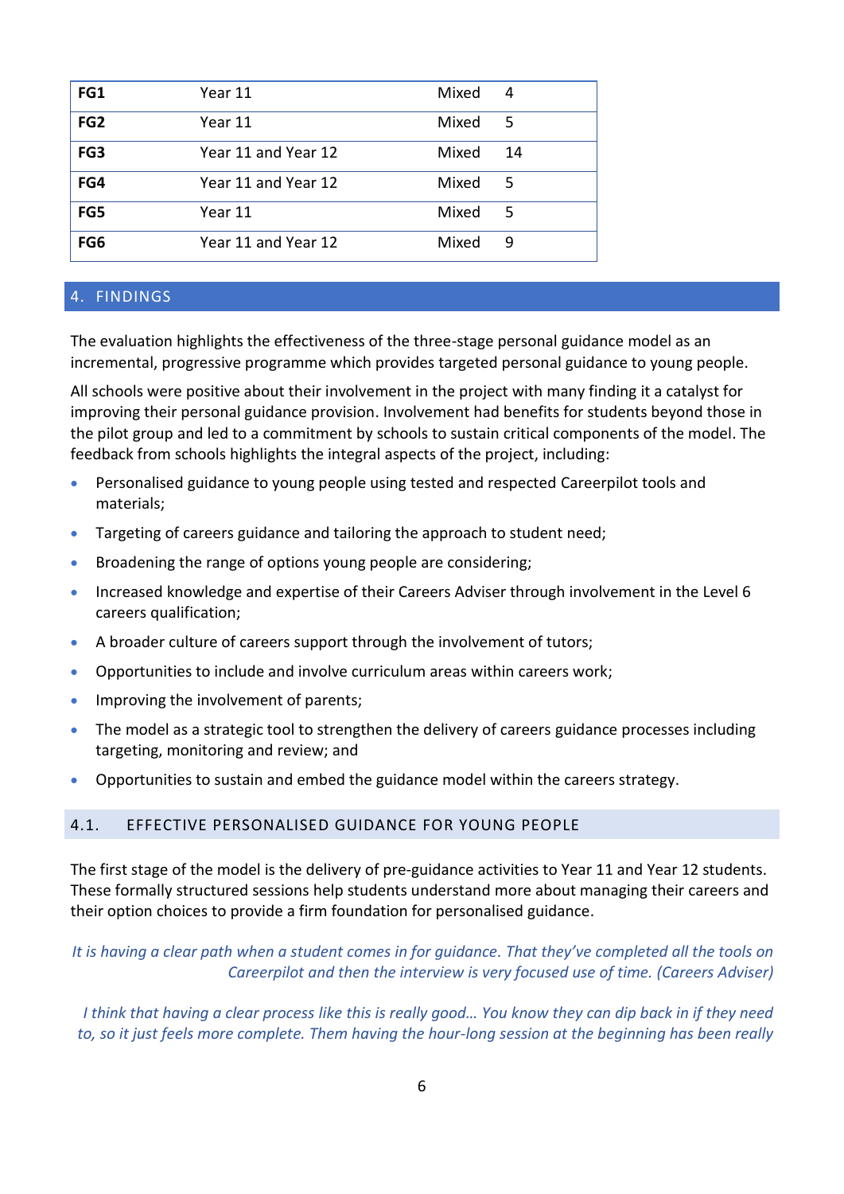| FG1 | Year 11 | Mixed | 4 |
|---|---|---|---|
| FG2 | Year 11 | Mixed | 5 |
| FG3 | Year 11 and Year 12 | Mixed | 14 |
| FG4 | Year 11 and Year 12 | Mixed | 5 |
| FG5 | Year 11 | Mixed | 5 |
| FG6 | Year 11 and Year 12 | Mixed | 9 |

## 4. FINDINGS

The evaluation highlights the effectiveness of the three-stage personal guidance model as an incremental, progressive programme which provides targeted personal guidance to young people.

All schools were positive about their involvement in the project with many finding it a catalyst for improving their personal guidance provision. Involvement had benefits for students beyond those in the pilot group and led to a commitment by schools to sustain critical components of the model. The feedback from schools highlights the integral aspects of the project, including:

- Personalised guidance to young people using tested and respected Careerpilot tools and materials;
- Targeting of careers guidance and tailoring the approach to student need;
- Broadening the range of options young people are considering;
- Increased knowledge and expertise of their Careers Adviser through involvement in the Level 6 careers qualification;
- A broader culture of careers support through the involvement of tutors;
- Opportunities to include and involve curriculum areas within careers work;
- Improving the involvement of parents;
- The model as a strategic tool to strengthen the delivery of careers guidance processes including targeting, monitoring and review; and
- Opportunities to sustain and embed the guidance model within the careers strategy.

### 4.1. EFFECTIVE PERSONALISED GUIDANCE FOR YOUNG PEOPLE

The first stage of the model is the delivery of pre-guidance activities to Year 11 and Year 12 students. These formally structured sessions help students understand more about managing their careers and their option choices to provide a firm foundation for personalised guidance.

*It is having a clear path when a student comes in for guidance. That they've completed all the tools on Careerpilot and then the interview is very focused use of time. (Careers Adviser)*

*I think that having a clear process like this is really good… You know they can dip back in if they need to, so it just feels more complete. Them having the hour-long session at the beginning has been really*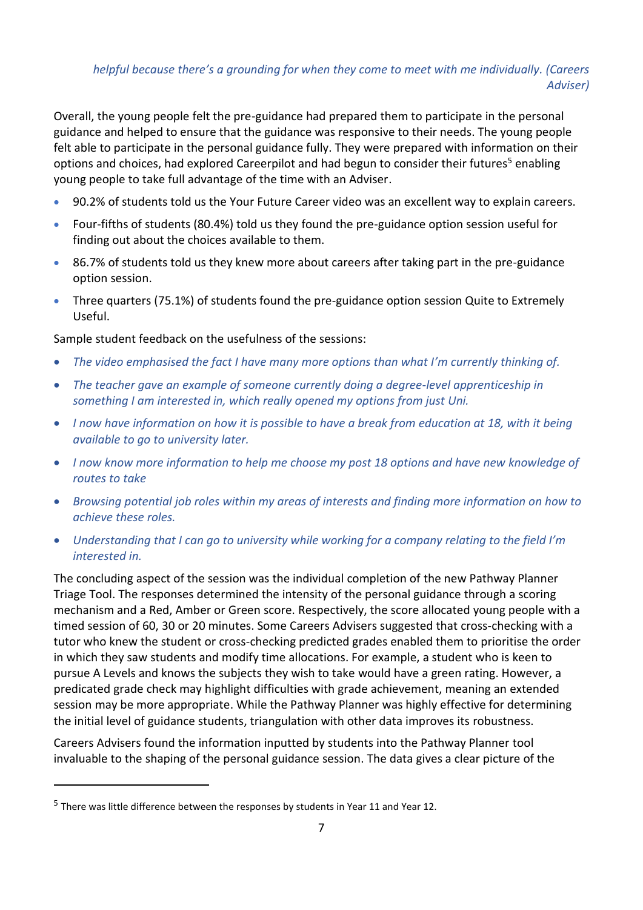*helpful because there's a grounding for when they come to meet with me individually. (Careers Adviser)*

Overall, the young people felt the pre-guidance had prepared them to participate in the personal guidance and helped to ensure that the guidance was responsive to their needs. The young people felt able to participate in the personal guidance fully. They were prepared with information on their options and choices, had explored Careerpilot and had begun to consider their futures[5] enabling young people to take full advantage of the time with an Adviser.

- 90.2% of students told us the Your Future Career video was an excellent way to explain careers.
- Four-fifths of students (80.4%) told us they found the pre-guidance option session useful for finding out about the choices available to them.
- 86.7% of students told us they knew more about careers after taking part in the pre-guidance option session.
- Three quarters (75.1%) of students found the pre-guidance option session Quite to Extremely Useful.

Sample student feedback on the usefulness of the sessions:

- *The video emphasised the fact I have many more options than what I'm currently thinking of.*
- *The teacher gave an example of someone currently doing a degree-level apprenticeship in something I am interested in, which really opened my options from just Uni.*
- *I now have information on how it is possible to have a break from education at 18, with it being available to go to university later.*
- *I now know more information to help me choose my post 18 options and have new knowledge of routes to take*
- *Browsing potential job roles within my areas of interests and finding more information on how to achieve these roles.*
- *Understanding that I can go to university while working for a company relating to the field I'm interested in.*

The concluding aspect of the session was the individual completion of the new Pathway Planner Triage Tool. The responses determined the intensity of the personal guidance through a scoring mechanism and a Red, Amber or Green score. Respectively, the score allocated young people with a timed session of 60, 30 or 20 minutes. Some Careers Advisers suggested that cross-checking with a tutor who knew the student or cross-checking predicted grades enabled them to prioritise the order in which they saw students and modify time allocations. For example, a student who is keen to pursue A Levels and knows the subjects they wish to take would have a green rating. However, a predicated grade check may highlight difficulties with grade achievement, meaning an extended session may be more appropriate. While the Pathway Planner was highly effective for determining the initial level of guidance students, triangulation with other data improves its robustness.

Careers Advisers found the information inputted by students into the Pathway Planner tool invaluable to the shaping of the personal guidance session. The data gives a clear picture of the

[5] There was little difference between the responses by students in Year 11 and Year 12.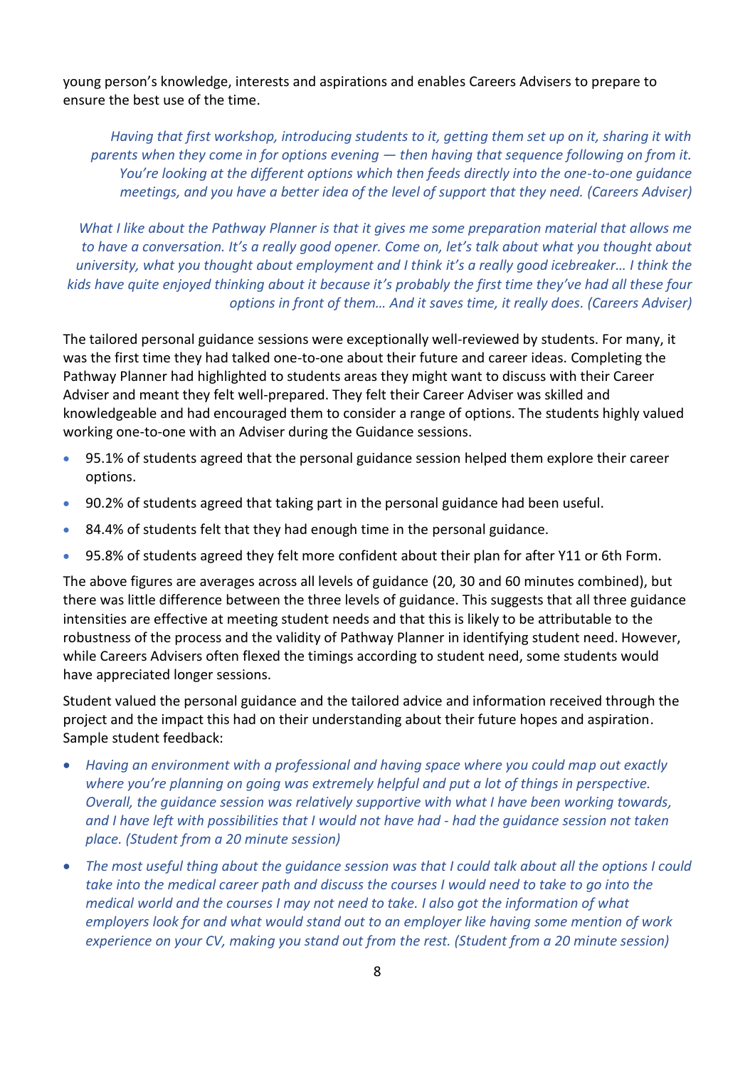young person's knowledge, interests and aspirations and enables Careers Advisers to prepare to ensure the best use of the time.

> *Having that first workshop, introducing students to it, getting them set up on it, sharing it with parents when they come in for options evening — then having that sequence following on from it. You're looking at the different options which then feeds directly into the one-to-one guidance meetings, and you have a better idea of the level of support that they need. (Careers Adviser)*

> *What I like about the Pathway Planner is that it gives me some preparation material that allows me to have a conversation. It's a really good opener. Come on, let's talk about what you thought about university, what you thought about employment and I think it's a really good icebreaker… I think the kids have quite enjoyed thinking about it because it's probably the first time they've had all these four options in front of them… And it saves time, it really does. (Careers Adviser)*

The tailored personal guidance sessions were exceptionally well-reviewed by students. For many, it was the first time they had talked one-to-one about their future and career ideas. Completing the Pathway Planner had highlighted to students areas they might want to discuss with their Career Adviser and meant they felt well-prepared. They felt their Career Adviser was skilled and knowledgeable and had encouraged them to consider a range of options. The students highly valued working one-to-one with an Adviser during the Guidance sessions.

- 95.1% of students agreed that the personal guidance session helped them explore their career options.
- 90.2% of students agreed that taking part in the personal guidance had been useful.
- 84.4% of students felt that they had enough time in the personal guidance.
- 95.8% of students agreed they felt more confident about their plan for after Y11 or 6th Form.

The above figures are averages across all levels of guidance (20, 30 and 60 minutes combined), but there was little difference between the three levels of guidance. This suggests that all three guidance intensities are effective at meeting student needs and that this is likely to be attributable to the robustness of the process and the validity of Pathway Planner in identifying student need. However, while Careers Advisers often flexed the timings according to student need, some students would have appreciated longer sessions.

Student valued the personal guidance and the tailored advice and information received through the project and the impact this had on their understanding about their future hopes and aspiration. Sample student feedback:

- *Having an environment with a professional and having space where you could map out exactly where you're planning on going was extremely helpful and put a lot of things in perspective. Overall, the guidance session was relatively supportive with what I have been working towards, and I have left with possibilities that I would not have had - had the guidance session not taken place. (Student from a 20 minute session)*
- *The most useful thing about the guidance session was that I could talk about all the options I could take into the medical career path and discuss the courses I would need to take to go into the medical world and the courses I may not need to take. I also got the information of what employers look for and what would stand out to an employer like having some mention of work experience on your CV, making you stand out from the rest. (Student from a 20 minute session)*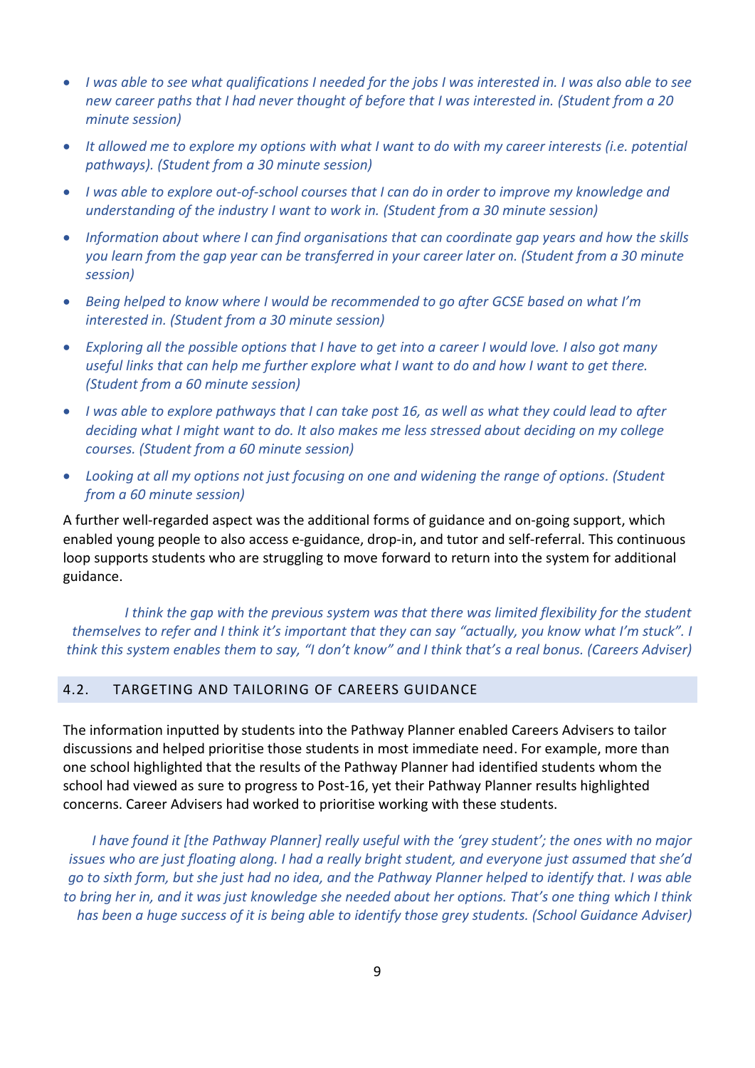- *I was able to see what qualifications I needed for the jobs I was interested in. I was also able to see new career paths that I had never thought of before that I was interested in. (Student from a 20 minute session)*
- *It allowed me to explore my options with what I want to do with my career interests (i.e. potential pathways). (Student from a 30 minute session)*
- *I was able to explore out-of-school courses that I can do in order to improve my knowledge and understanding of the industry I want to work in. (Student from a 30 minute session)*
- *Information about where I can find organisations that can coordinate gap years and how the skills you learn from the gap year can be transferred in your career later on. (Student from a 30 minute session)*
- *Being helped to know where I would be recommended to go after GCSE based on what I'm interested in. (Student from a 30 minute session)*
- *Exploring all the possible options that I have to get into a career I would love. I also got many useful links that can help me further explore what I want to do and how I want to get there. (Student from a 60 minute session)*
- *I was able to explore pathways that I can take post 16, as well as what they could lead to after deciding what I might want to do. It also makes me less stressed about deciding on my college courses. (Student from a 60 minute session)*
- *Looking at all my options not just focusing on one and widening the range of options. (Student from a 60 minute session)*

A further well-regarded aspect was the additional forms of guidance and on-going support, which enabled young people to also access e-guidance, drop-in, and tutor and self-referral. This continuous loop supports students who are struggling to move forward to return into the system for additional guidance.

> *I think the gap with the previous system was that there was limited flexibility for the student themselves to refer and I think it's important that they can say "actually, you know what I'm stuck". I think this system enables them to say, "I don't know" and I think that's a real bonus. (Careers Adviser)*

## 4.2. TARGETING AND TAILORING OF CAREERS GUIDANCE

The information inputted by students into the Pathway Planner enabled Careers Advisers to tailor discussions and helped prioritise those students in most immediate need. For example, more than one school highlighted that the results of the Pathway Planner had identified students whom the school had viewed as sure to progress to Post-16, yet their Pathway Planner results highlighted concerns. Career Advisers had worked to prioritise working with these students.

> *I have found it [the Pathway Planner] really useful with the 'grey student'; the ones with no major issues who are just floating along. I had a really bright student, and everyone just assumed that she'd go to sixth form, but she just had no idea, and the Pathway Planner helped to identify that. I was able to bring her in, and it was just knowledge she needed about her options. That's one thing which I think has been a huge success of it is being able to identify those grey students. (School Guidance Adviser)*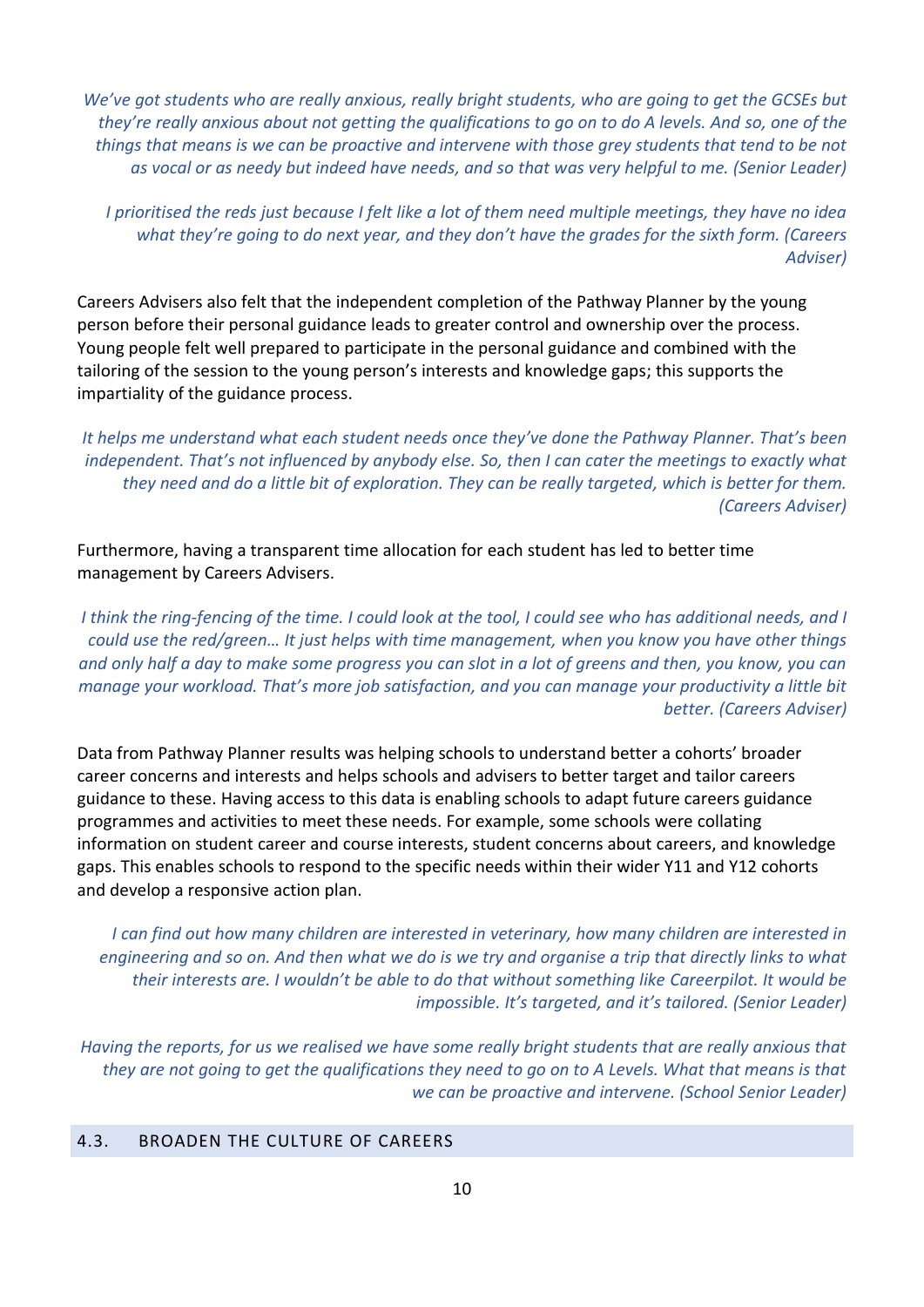*We've got students who are really anxious, really bright students, who are going to get the GCSEs but they're really anxious about not getting the qualifications to go on to do A levels. And so, one of the things that means is we can be proactive and intervene with those grey students that tend to be not as vocal or as needy but indeed have needs, and so that was very helpful to me. (Senior Leader)*

*I prioritised the reds just because I felt like a lot of them need multiple meetings, they have no idea what they're going to do next year, and they don't have the grades for the sixth form. (Careers Adviser)*

Careers Advisers also felt that the independent completion of the Pathway Planner by the young person before their personal guidance leads to greater control and ownership over the process. Young people felt well prepared to participate in the personal guidance and combined with the tailoring of the session to the young person's interests and knowledge gaps; this supports the impartiality of the guidance process.

*It helps me understand what each student needs once they've done the Pathway Planner. That's been independent. That's not influenced by anybody else. So, then I can cater the meetings to exactly what they need and do a little bit of exploration. They can be really targeted, which is better for them. (Careers Adviser)*

Furthermore, having a transparent time allocation for each student has led to better time management by Careers Advisers.

*I think the ring-fencing of the time. I could look at the tool, I could see who has additional needs, and I could use the red/green… It just helps with time management, when you know you have other things and only half a day to make some progress you can slot in a lot of greens and then, you know, you can manage your workload. That's more job satisfaction, and you can manage your productivity a little bit better. (Careers Adviser)*

Data from Pathway Planner results was helping schools to understand better a cohorts' broader career concerns and interests and helps schools and advisers to better target and tailor careers guidance to these. Having access to this data is enabling schools to adapt future careers guidance programmes and activities to meet these needs. For example, some schools were collating information on student career and course interests, student concerns about careers, and knowledge gaps. This enables schools to respond to the specific needs within their wider Y11 and Y12 cohorts and develop a responsive action plan.

*I can find out how many children are interested in veterinary, how many children are interested in engineering and so on. And then what we do is we try and organise a trip that directly links to what their interests are. I wouldn't be able to do that without something like Careerpilot. It would be impossible. It's targeted, and it's tailored. (Senior Leader)*

*Having the reports, for us we realised we have some really bright students that are really anxious that they are not going to get the qualifications they need to go on to A Levels. What that means is that we can be proactive and intervene. (School Senior Leader)*

## 4.3. BROADEN THE CULTURE OF CAREERS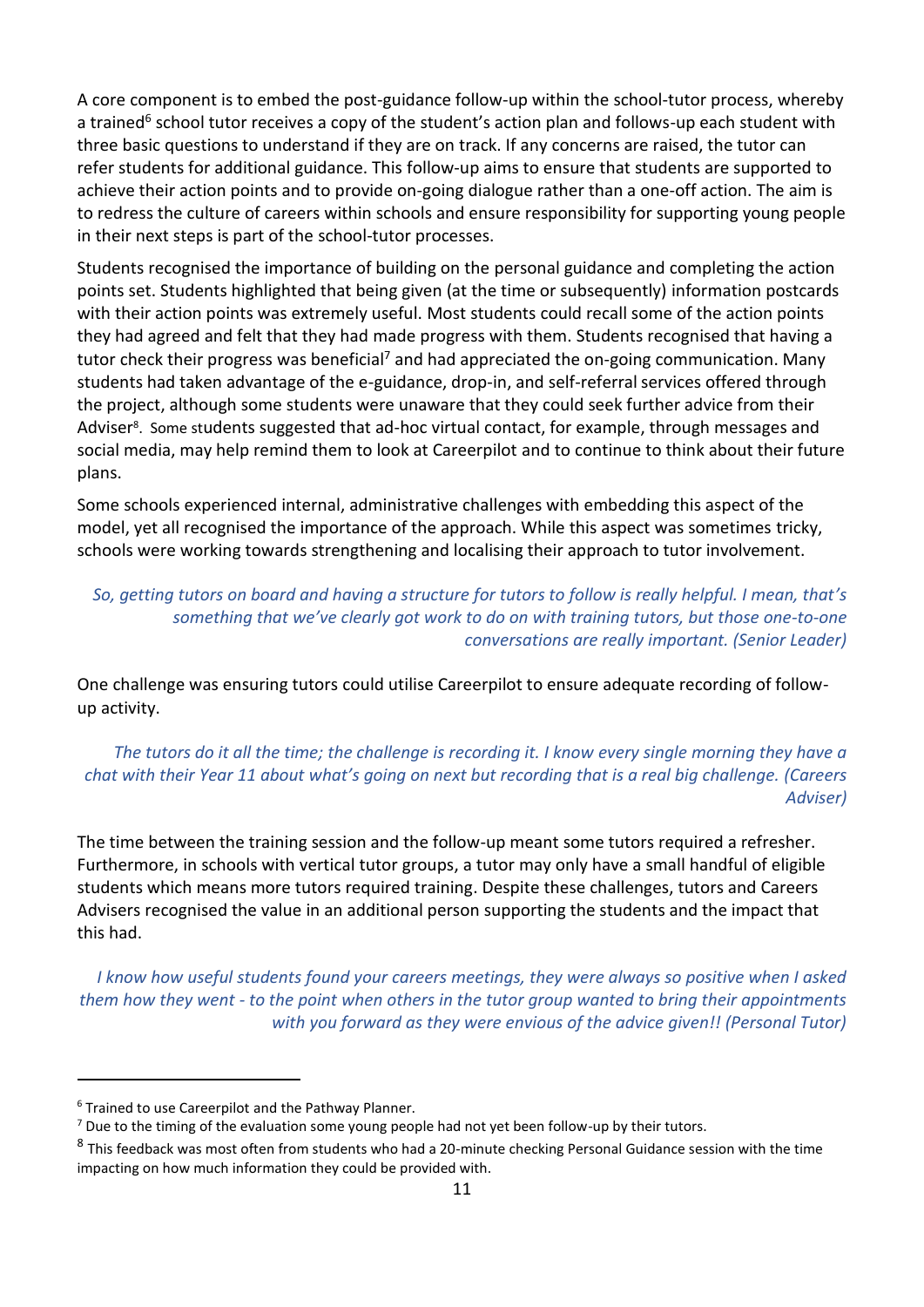A core component is to embed the post-guidance follow-up within the school-tutor process, whereby a trained[6] school tutor receives a copy of the student's action plan and follows-up each student with three basic questions to understand if they are on track. If any concerns are raised, the tutor can refer students for additional guidance. This follow-up aims to ensure that students are supported to achieve their action points and to provide on-going dialogue rather than a one-off action. The aim is to redress the culture of careers within schools and ensure responsibility for supporting young people in their next steps is part of the school-tutor processes.

Students recognised the importance of building on the personal guidance and completing the action points set. Students highlighted that being given (at the time or subsequently) information postcards with their action points was extremely useful. Most students could recall some of the action points they had agreed and felt that they had made progress with them. Students recognised that having a tutor check their progress was beneficial[7] and had appreciated the on-going communication. Many students had taken advantage of the e-guidance, drop-in, and self-referral services offered through the project, although some students were unaware that they could seek further advice from their Adviser[8]. Some students suggested that ad-hoc virtual contact, for example, through messages and social media, may help remind them to look at Careerpilot and to continue to think about their future plans.

Some schools experienced internal, administrative challenges with embedding this aspect of the model, yet all recognised the importance of the approach. While this aspect was sometimes tricky, schools were working towards strengthening and localising their approach to tutor involvement.

> *So, getting tutors on board and having a structure for tutors to follow is really helpful. I mean, that's something that we've clearly got work to do on with training tutors, but those one-to-one conversations are really important. (Senior Leader)*

One challenge was ensuring tutors could utilise Careerpilot to ensure adequate recording of follow-up activity.

> *The tutors do it all the time; the challenge is recording it. I know every single morning they have a chat with their Year 11 about what's going on next but recording that is a real big challenge. (Careers Adviser)*

The time between the training session and the follow-up meant some tutors required a refresher. Furthermore, in schools with vertical tutor groups, a tutor may only have a small handful of eligible students which means more tutors required training. Despite these challenges, tutors and Careers Advisers recognised the value in an additional person supporting the students and the impact that this had.

> *I know how useful students found your careers meetings, they were always so positive when I asked them how they went - to the point when others in the tutor group wanted to bring their appointments with you forward as they were envious of the advice given!! (Personal Tutor)*

---

[6] Trained to use Careerpilot and the Pathway Planner.

[7] Due to the timing of the evaluation some young people had not yet been follow-up by their tutors.

[8] This feedback was most often from students who had a 20-minute checking Personal Guidance session with the time impacting on how much information they could be provided with.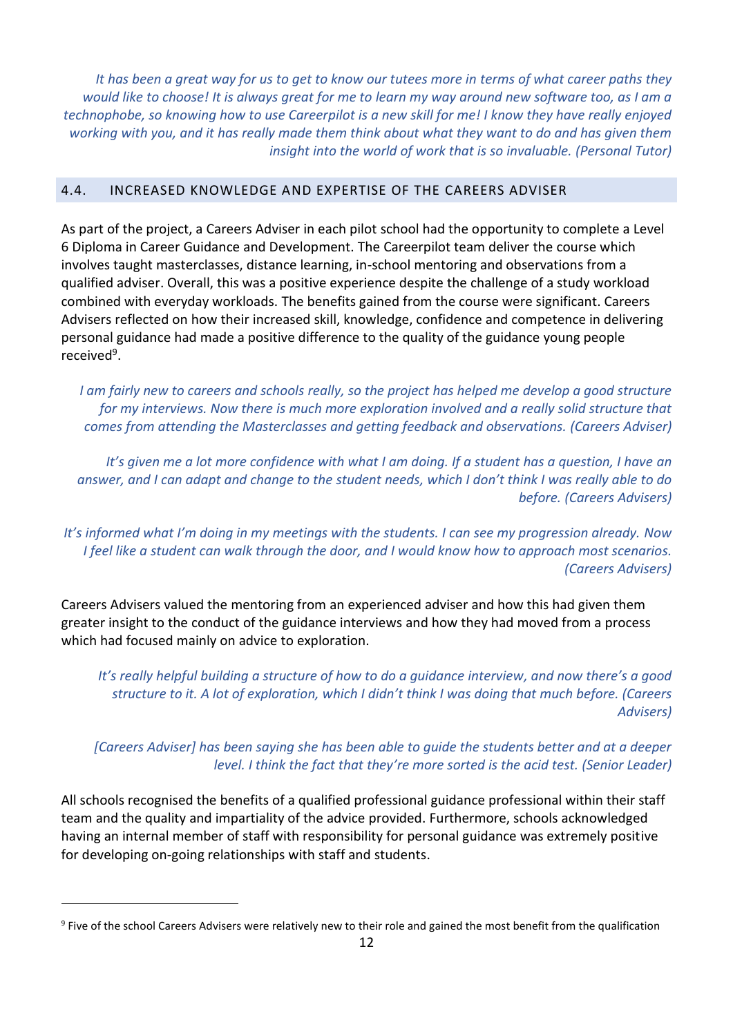*It has been a great way for us to get to know our tutees more in terms of what career paths they would like to choose! It is always great for me to learn my way around new software too, as I am a technophobe, so knowing how to use Careerpilot is a new skill for me! I know they have really enjoyed working with you, and it has really made them think about what they want to do and has given them insight into the world of work that is so invaluable. (Personal Tutor)*

## 4.4. INCREASED KNOWLEDGE AND EXPERTISE OF THE CAREERS ADVISER

As part of the project, a Careers Adviser in each pilot school had the opportunity to complete a Level 6 Diploma in Career Guidance and Development. The Careerpilot team deliver the course which involves taught masterclasses, distance learning, in-school mentoring and observations from a qualified adviser. Overall, this was a positive experience despite the challenge of a study workload combined with everyday workloads. The benefits gained from the course were significant. Careers Advisers reflected on how their increased skill, knowledge, confidence and competence in delivering personal guidance had made a positive difference to the quality of the guidance young people received[9].

*I am fairly new to careers and schools really, so the project has helped me develop a good structure for my interviews. Now there is much more exploration involved and a really solid structure that comes from attending the Masterclasses and getting feedback and observations. (Careers Adviser)*

*It's given me a lot more confidence with what I am doing. If a student has a question, I have an answer, and I can adapt and change to the student needs, which I don't think I was really able to do before. (Careers Advisers)*

*It's informed what I'm doing in my meetings with the students. I can see my progression already. Now I feel like a student can walk through the door, and I would know how to approach most scenarios. (Careers Advisers)*

Careers Advisers valued the mentoring from an experienced adviser and how this had given them greater insight to the conduct of the guidance interviews and how they had moved from a process which had focused mainly on advice to exploration.

*It's really helpful building a structure of how to do a guidance interview, and now there's a good structure to it. A lot of exploration, which I didn't think I was doing that much before. (Careers Advisers)*

*[Careers Adviser] has been saying she has been able to guide the students better and at a deeper level. I think the fact that they're more sorted is the acid test. (Senior Leader)*

All schools recognised the benefits of a qualified professional guidance professional within their staff team and the quality and impartiality of the advice provided. Furthermore, schools acknowledged having an internal member of staff with responsibility for personal guidance was extremely positive for developing on-going relationships with staff and students.

---

[9] Five of the school Careers Advisers were relatively new to their role and gained the most benefit from the qualification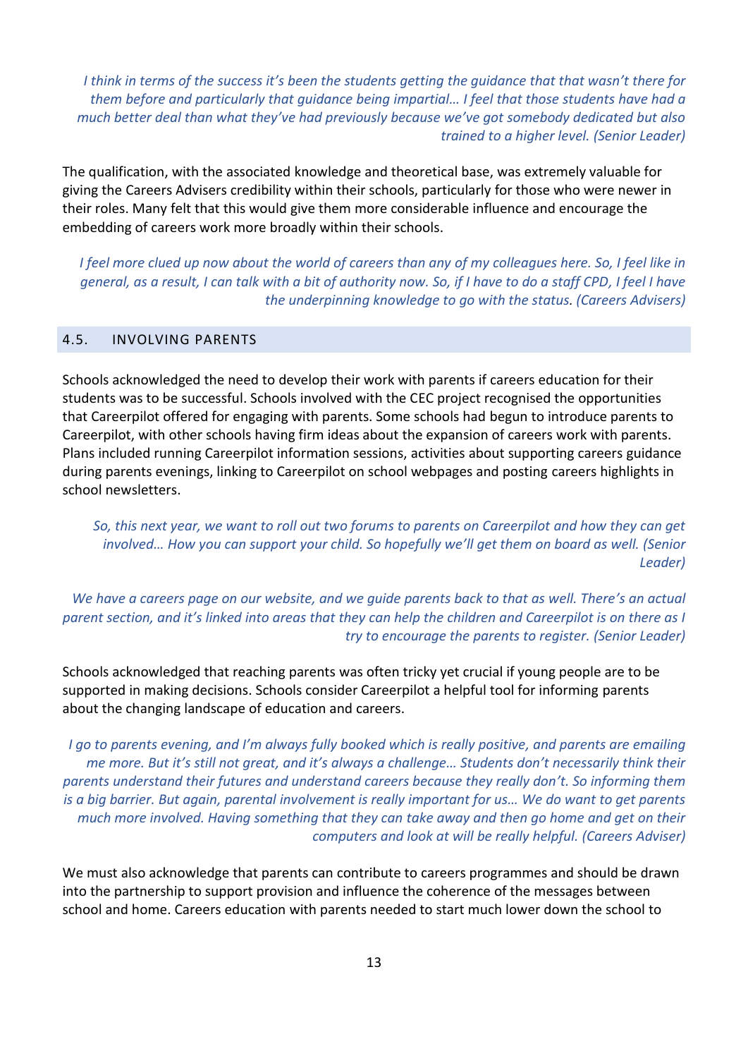*I think in terms of the success it's been the students getting the guidance that that wasn't there for them before and particularly that guidance being impartial… I feel that those students have had a much better deal than what they've had previously because we've got somebody dedicated but also trained to a higher level. (Senior Leader)*

The qualification, with the associated knowledge and theoretical base, was extremely valuable for giving the Careers Advisers credibility within their schools, particularly for those who were newer in their roles. Many felt that this would give them more considerable influence and encourage the embedding of careers work more broadly within their schools.

*I feel more clued up now about the world of careers than any of my colleagues here. So, I feel like in general, as a result, I can talk with a bit of authority now. So, if I have to do a staff CPD, I feel I have the underpinning knowledge to go with the status. (Careers Advisers)*

## 4.5. INVOLVING PARENTS

Schools acknowledged the need to develop their work with parents if careers education for their students was to be successful. Schools involved with the CEC project recognised the opportunities that Careerpilot offered for engaging with parents. Some schools had begun to introduce parents to Careerpilot, with other schools having firm ideas about the expansion of careers work with parents. Plans included running Careerpilot information sessions, activities about supporting careers guidance during parents evenings, linking to Careerpilot on school webpages and posting careers highlights in school newsletters.

*So, this next year, we want to roll out two forums to parents on Careerpilot and how they can get involved… How you can support your child. So hopefully we'll get them on board as well. (Senior Leader)*

*We have a careers page on our website, and we guide parents back to that as well. There's an actual parent section, and it's linked into areas that they can help the children and Careerpilot is on there as I try to encourage the parents to register. (Senior Leader)*

Schools acknowledged that reaching parents was often tricky yet crucial if young people are to be supported in making decisions. Schools consider Careerpilot a helpful tool for informing parents about the changing landscape of education and careers.

*I go to parents evening, and I'm always fully booked which is really positive, and parents are emailing me more. But it's still not great, and it's always a challenge… Students don't necessarily think their parents understand their futures and understand careers because they really don't. So informing them is a big barrier. But again, parental involvement is really important for us… We do want to get parents much more involved. Having something that they can take away and then go home and get on their computers and look at will be really helpful. (Careers Adviser)*

We must also acknowledge that parents can contribute to careers programmes and should be drawn into the partnership to support provision and influence the coherence of the messages between school and home. Careers education with parents needed to start much lower down the school to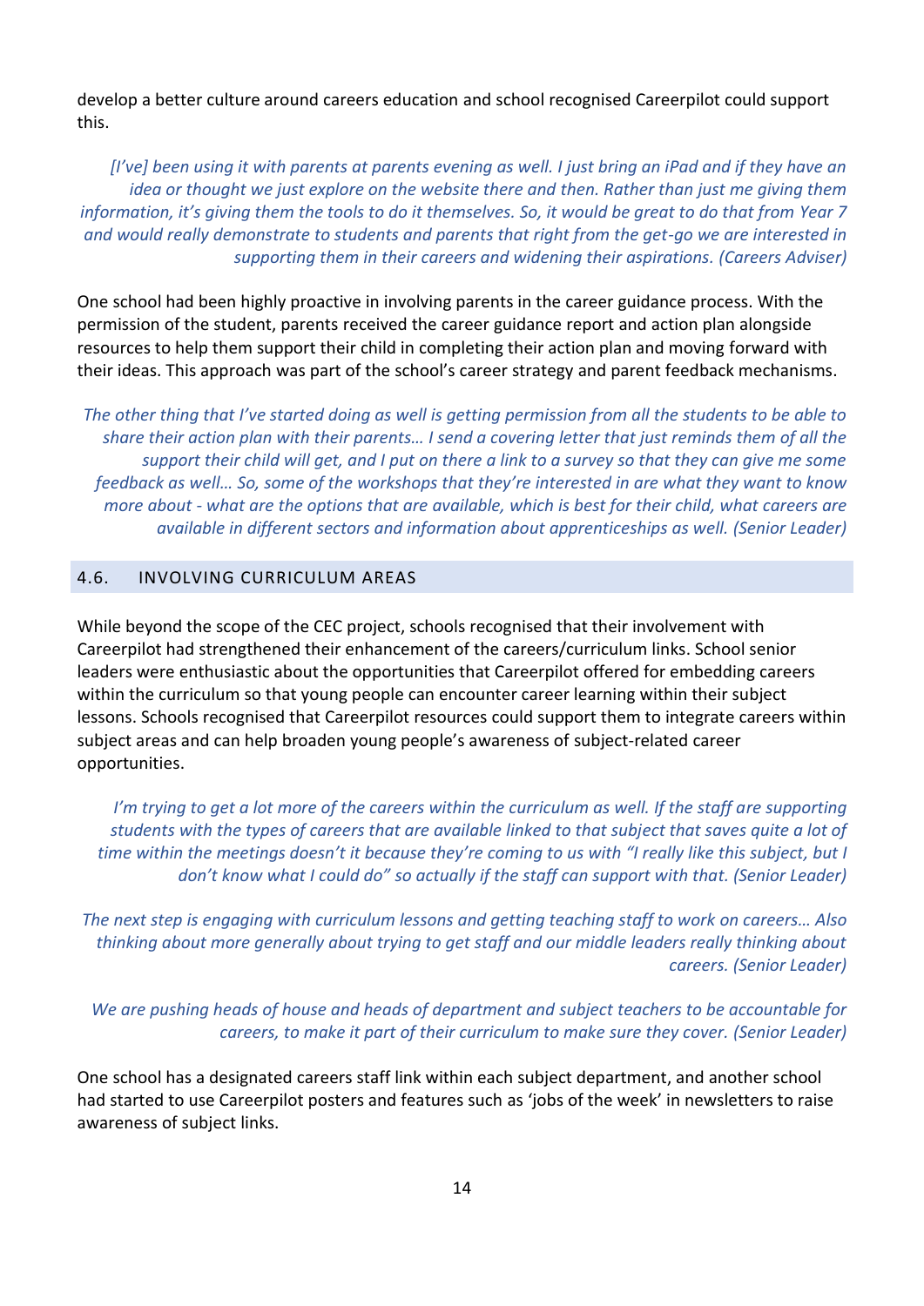develop a better culture around careers education and school recognised Careerpilot could support this.

> *[I've] been using it with parents at parents evening as well. I just bring an iPad and if they have an idea or thought we just explore on the website there and then. Rather than just me giving them information, it's giving them the tools to do it themselves. So, it would be great to do that from Year 7 and would really demonstrate to students and parents that right from the get-go we are interested in supporting them in their careers and widening their aspirations. (Careers Adviser)*

One school had been highly proactive in involving parents in the career guidance process. With the permission of the student, parents received the career guidance report and action plan alongside resources to help them support their child in completing their action plan and moving forward with their ideas. This approach was part of the school's career strategy and parent feedback mechanisms.

> *The other thing that I've started doing as well is getting permission from all the students to be able to share their action plan with their parents… I send a covering letter that just reminds them of all the support their child will get, and I put on there a link to a survey so that they can give me some feedback as well… So, some of the workshops that they're interested in are what they want to know more about - what are the options that are available, which is best for their child, what careers are available in different sectors and information about apprenticeships as well. (Senior Leader)*

## 4.6. INVOLVING CURRICULUM AREAS

While beyond the scope of the CEC project, schools recognised that their involvement with Careerpilot had strengthened their enhancement of the careers/curriculum links. School senior leaders were enthusiastic about the opportunities that Careerpilot offered for embedding careers within the curriculum so that young people can encounter career learning within their subject lessons. Schools recognised that Careerpilot resources could support them to integrate careers within subject areas and can help broaden young people's awareness of subject-related career opportunities.

> *I'm trying to get a lot more of the careers within the curriculum as well. If the staff are supporting students with the types of careers that are available linked to that subject that saves quite a lot of time within the meetings doesn't it because they're coming to us with "I really like this subject, but I don't know what I could do" so actually if the staff can support with that. (Senior Leader)*

> *The next step is engaging with curriculum lessons and getting teaching staff to work on careers… Also thinking about more generally about trying to get staff and our middle leaders really thinking about careers. (Senior Leader)*

> *We are pushing heads of house and heads of department and subject teachers to be accountable for careers, to make it part of their curriculum to make sure they cover. (Senior Leader)*

One school has a designated careers staff link within each subject department, and another school had started to use Careerpilot posters and features such as 'jobs of the week' in newsletters to raise awareness of subject links.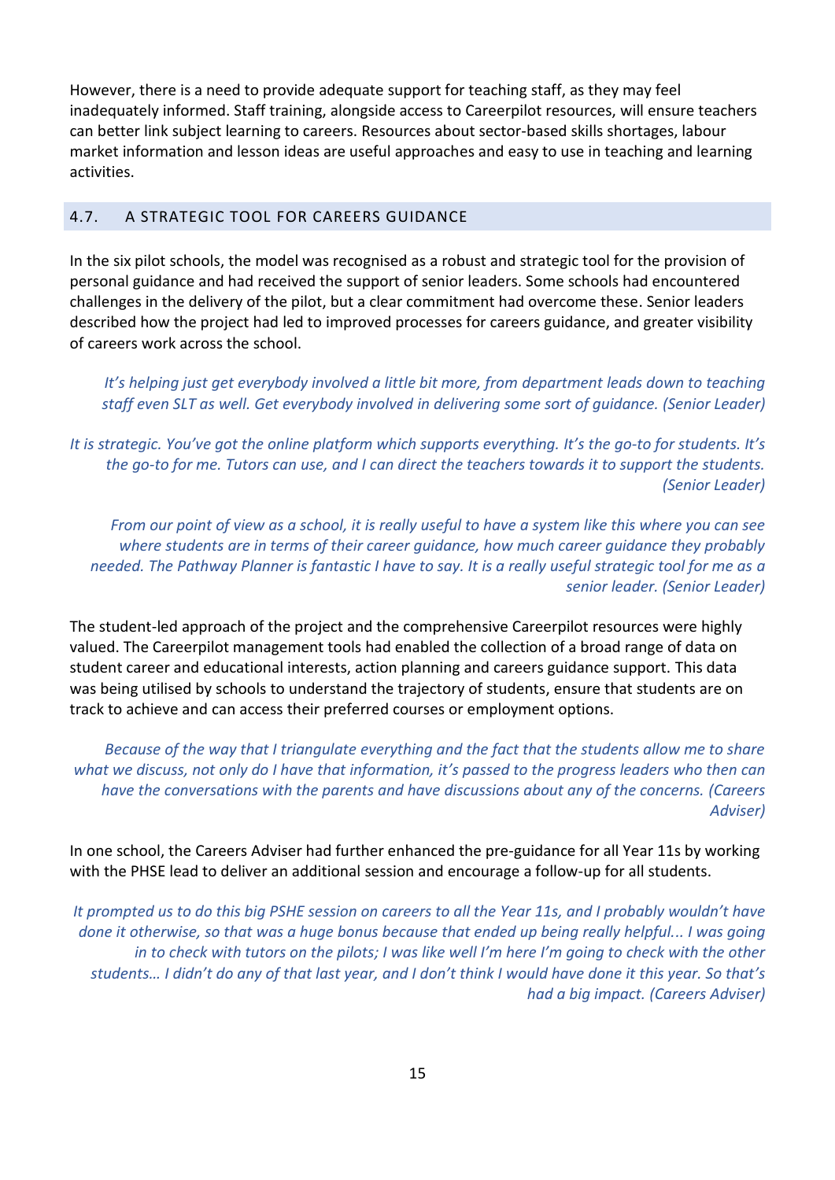However, there is a need to provide adequate support for teaching staff, as they may feel inadequately informed. Staff training, alongside access to Careerpilot resources, will ensure teachers can better link subject learning to careers. Resources about sector-based skills shortages, labour market information and lesson ideas are useful approaches and easy to use in teaching and learning activities.

## 4.7. A STRATEGIC TOOL FOR CAREERS GUIDANCE

In the six pilot schools, the model was recognised as a robust and strategic tool for the provision of personal guidance and had received the support of senior leaders. Some schools had encountered challenges in the delivery of the pilot, but a clear commitment had overcome these. Senior leaders described how the project had led to improved processes for careers guidance, and greater visibility of careers work across the school.

> *It's helping just get everybody involved a little bit more, from department leads down to teaching staff even SLT as well. Get everybody involved in delivering some sort of guidance. (Senior Leader)*

> *It is strategic. You've got the online platform which supports everything. It's the go-to for students. It's the go-to for me. Tutors can use, and I can direct the teachers towards it to support the students. (Senior Leader)*

> *From our point of view as a school, it is really useful to have a system like this where you can see where students are in terms of their career guidance, how much career guidance they probably needed. The Pathway Planner is fantastic I have to say. It is a really useful strategic tool for me as a senior leader. (Senior Leader)*

The student-led approach of the project and the comprehensive Careerpilot resources were highly valued. The Careerpilot management tools had enabled the collection of a broad range of data on student career and educational interests, action planning and careers guidance support. This data was being utilised by schools to understand the trajectory of students, ensure that students are on track to achieve and can access their preferred courses or employment options.

> *Because of the way that I triangulate everything and the fact that the students allow me to share what we discuss, not only do I have that information, it's passed to the progress leaders who then can have the conversations with the parents and have discussions about any of the concerns. (Careers Adviser)*

In one school, the Careers Adviser had further enhanced the pre-guidance for all Year 11s by working with the PHSE lead to deliver an additional session and encourage a follow-up for all students.

> *It prompted us to do this big PSHE session on careers to all the Year 11s, and I probably wouldn't have done it otherwise, so that was a huge bonus because that ended up being really helpful... I was going in to check with tutors on the pilots; I was like well I'm here I'm going to check with the other students… I didn't do any of that last year, and I don't think I would have done it this year. So that's had a big impact. (Careers Adviser)*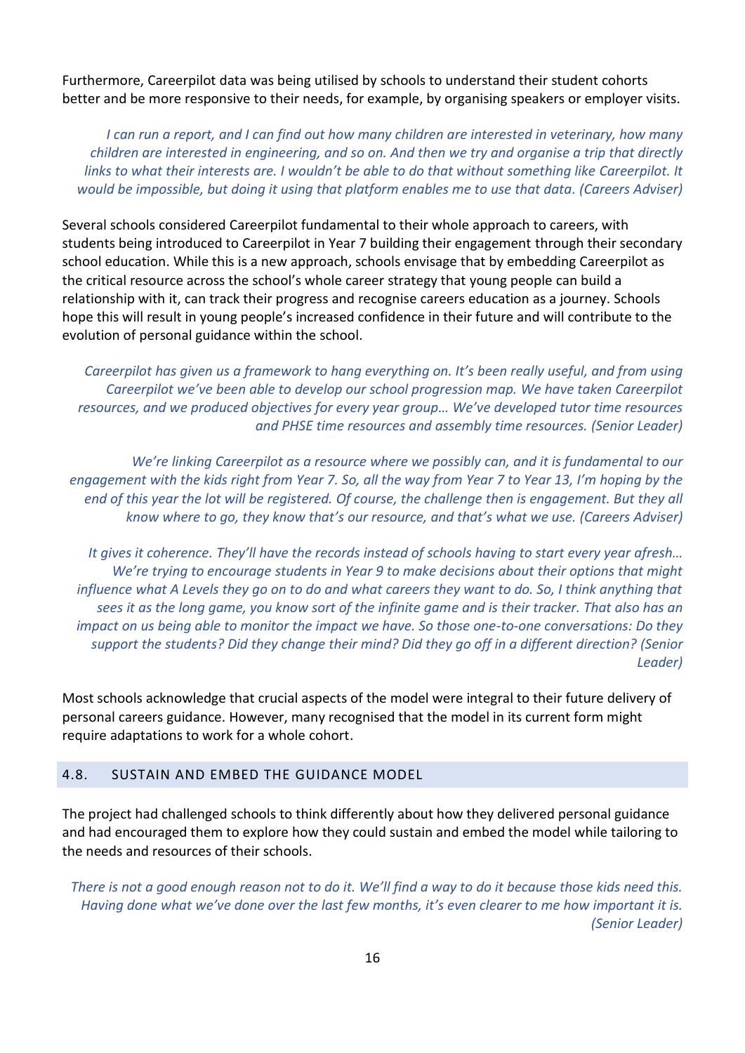Furthermore, Careerpilot data was being utilised by schools to understand their student cohorts better and be more responsive to their needs, for example, by organising speakers or employer visits.

> *I can run a report, and I can find out how many children are interested in veterinary, how many children are interested in engineering, and so on. And then we try and organise a trip that directly links to what their interests are. I wouldn't be able to do that without something like Careerpilot. It would be impossible, but doing it using that platform enables me to use that data. (Careers Adviser)*

Several schools considered Careerpilot fundamental to their whole approach to careers, with students being introduced to Careerpilot in Year 7 building their engagement through their secondary school education. While this is a new approach, schools envisage that by embedding Careerpilot as the critical resource across the school's whole career strategy that young people can build a relationship with it, can track their progress and recognise careers education as a journey. Schools hope this will result in young people's increased confidence in their future and will contribute to the evolution of personal guidance within the school.

> *Careerpilot has given us a framework to hang everything on. It's been really useful, and from using Careerpilot we've been able to develop our school progression map. We have taken Careerpilot resources, and we produced objectives for every year group… We've developed tutor time resources and PHSE time resources and assembly time resources. (Senior Leader)*

> *We're linking Careerpilot as a resource where we possibly can, and it is fundamental to our engagement with the kids right from Year 7. So, all the way from Year 7 to Year 13, I'm hoping by the end of this year the lot will be registered. Of course, the challenge then is engagement. But they all know where to go, they know that's our resource, and that's what we use. (Careers Adviser)*

> *It gives it coherence. They'll have the records instead of schools having to start every year afresh… We're trying to encourage students in Year 9 to make decisions about their options that might influence what A Levels they go on to do and what careers they want to do. So, I think anything that sees it as the long game, you know sort of the infinite game and is their tracker. That also has an impact on us being able to monitor the impact we have. So those one-to-one conversations: Do they support the students? Did they change their mind? Did they go off in a different direction? (Senior Leader)*

Most schools acknowledge that crucial aspects of the model were integral to their future delivery of personal careers guidance. However, many recognised that the model in its current form might require adaptations to work for a whole cohort.

## 4.8. SUSTAIN AND EMBED THE GUIDANCE MODEL

The project had challenged schools to think differently about how they delivered personal guidance and had encouraged them to explore how they could sustain and embed the model while tailoring to the needs and resources of their schools.

> *There is not a good enough reason not to do it. We'll find a way to do it because those kids need this. Having done what we've done over the last few months, it's even clearer to me how important it is. (Senior Leader)*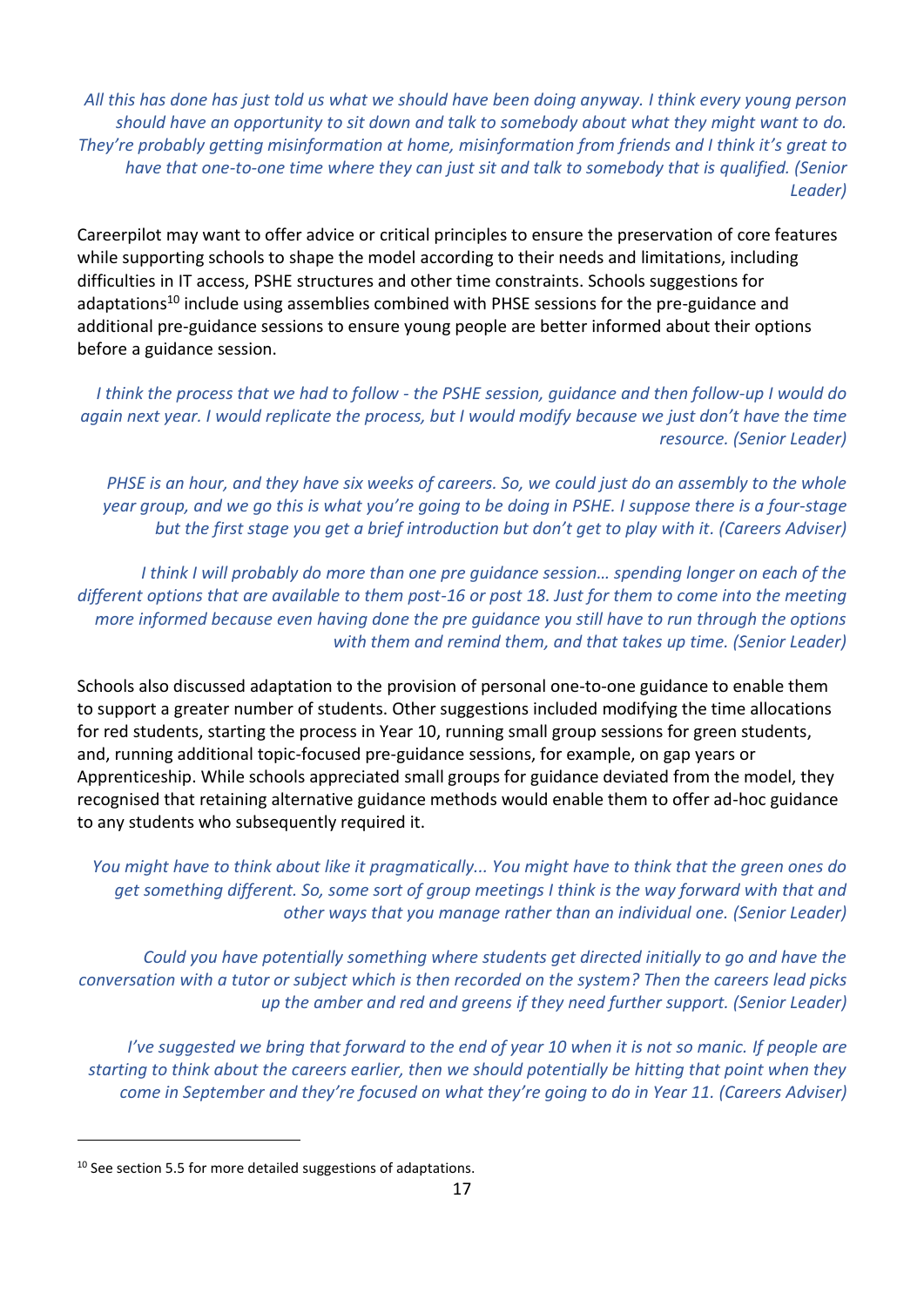*All this has done has just told us what we should have been doing anyway. I think every young person should have an opportunity to sit down and talk to somebody about what they might want to do. They're probably getting misinformation at home, misinformation from friends and I think it's great to have that one-to-one time where they can just sit and talk to somebody that is qualified. (Senior Leader)*

Careerpilot may want to offer advice or critical principles to ensure the preservation of core features while supporting schools to shape the model according to their needs and limitations, including difficulties in IT access, PSHE structures and other time constraints. Schools suggestions for adaptations[10] include using assemblies combined with PHSE sessions for the pre-guidance and additional pre-guidance sessions to ensure young people are better informed about their options before a guidance session.

*I think the process that we had to follow - the PSHE session, guidance and then follow-up I would do again next year. I would replicate the process, but I would modify because we just don't have the time resource. (Senior Leader)*

*PHSE is an hour, and they have six weeks of careers. So, we could just do an assembly to the whole year group, and we go this is what you're going to be doing in PSHE. I suppose there is a four-stage but the first stage you get a brief introduction but don't get to play with it. (Careers Adviser)*

*I think I will probably do more than one pre guidance session… spending longer on each of the different options that are available to them post-16 or post 18. Just for them to come into the meeting more informed because even having done the pre guidance you still have to run through the options with them and remind them, and that takes up time. (Senior Leader)*

Schools also discussed adaptation to the provision of personal one-to-one guidance to enable them to support a greater number of students. Other suggestions included modifying the time allocations for red students, starting the process in Year 10, running small group sessions for green students, and, running additional topic-focused pre-guidance sessions, for example, on gap years or Apprenticeship. While schools appreciated small groups for guidance deviated from the model, they recognised that retaining alternative guidance methods would enable them to offer ad-hoc guidance to any students who subsequently required it.

*You might have to think about like it pragmatically... You might have to think that the green ones do get something different. So, some sort of group meetings I think is the way forward with that and other ways that you manage rather than an individual one. (Senior Leader)*

*Could you have potentially something where students get directed initially to go and have the conversation with a tutor or subject which is then recorded on the system? Then the careers lead picks up the amber and red and greens if they need further support. (Senior Leader)*

*I've suggested we bring that forward to the end of year 10 when it is not so manic. If people are starting to think about the careers earlier, then we should potentially be hitting that point when they come in September and they're focused on what they're going to do in Year 11. (Careers Adviser)*

[10] See section 5.5 for more detailed suggestions of adaptations.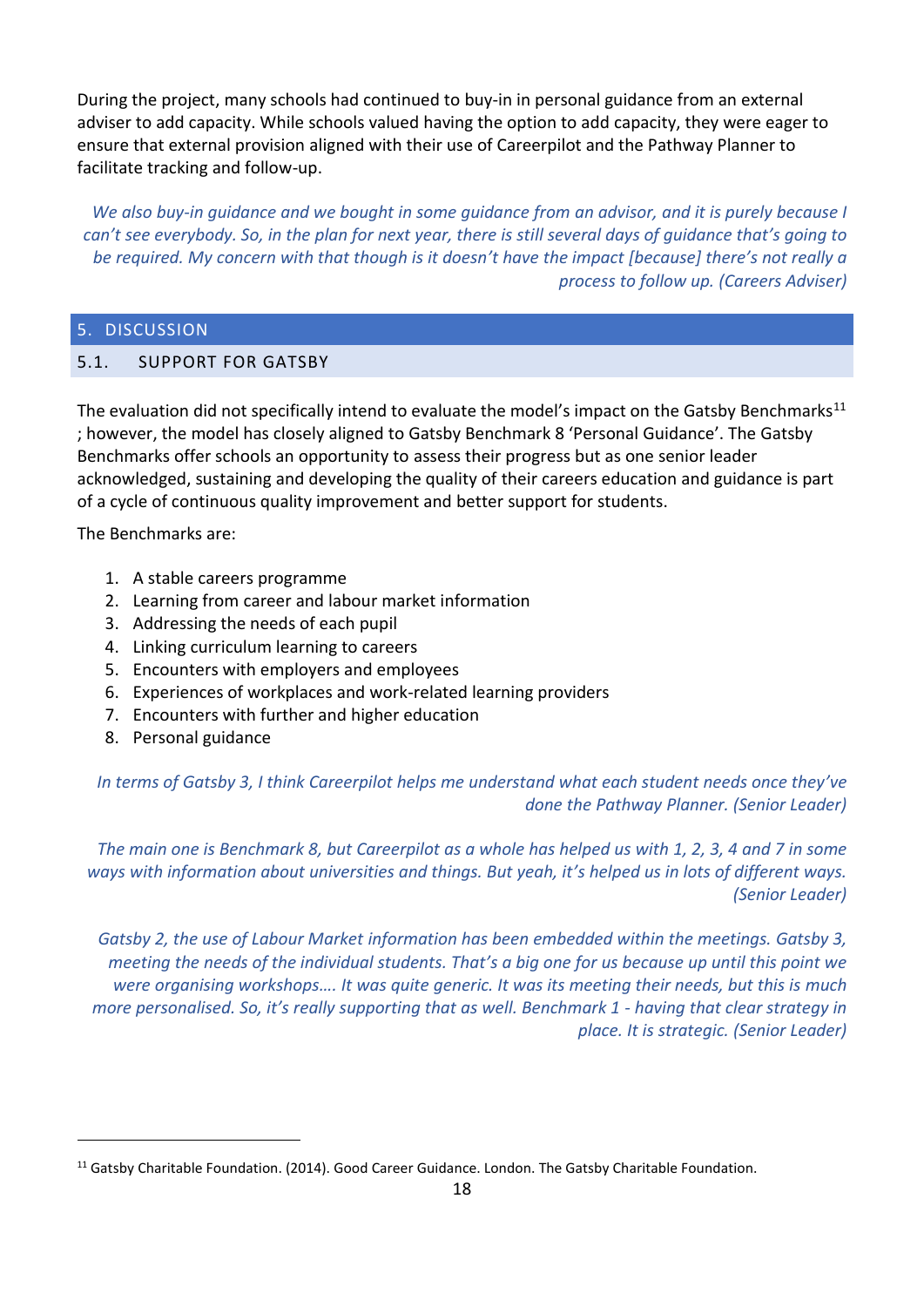During the project, many schools had continued to buy-in in personal guidance from an external adviser to add capacity. While schools valued having the option to add capacity, they were eager to ensure that external provision aligned with their use of Careerpilot and the Pathway Planner to facilitate tracking and follow-up.

> *We also buy-in guidance and we bought in some guidance from an advisor, and it is purely because I can't see everybody. So, in the plan for next year, there is still several days of guidance that's going to be required. My concern with that though is it doesn't have the impact [because] there's not really a process to follow up. (Careers Adviser)*

# 5. DISCUSSION

## 5.1. SUPPORT FOR GATSBY

The evaluation did not specifically intend to evaluate the model's impact on the Gatsby Benchmarks[11] ; however, the model has closely aligned to Gatsby Benchmark 8 'Personal Guidance'. The Gatsby Benchmarks offer schools an opportunity to assess their progress but as one senior leader acknowledged, sustaining and developing the quality of their careers education and guidance is part of a cycle of continuous quality improvement and better support for students.

The Benchmarks are:

1. A stable careers programme
2. Learning from career and labour market information
3. Addressing the needs of each pupil
4. Linking curriculum learning to careers
5. Encounters with employers and employees
6. Experiences of workplaces and work-related learning providers
7. Encounters with further and higher education
8. Personal guidance

> *In terms of Gatsby 3, I think Careerpilot helps me understand what each student needs once they've done the Pathway Planner. (Senior Leader)*

> *The main one is Benchmark 8, but Careerpilot as a whole has helped us with 1, 2, 3, 4 and 7 in some ways with information about universities and things. But yeah, it's helped us in lots of different ways. (Senior Leader)*

> *Gatsby 2, the use of Labour Market information has been embedded within the meetings. Gatsby 3, meeting the needs of the individual students. That's a big one for us because up until this point we were organising workshops…. It was quite generic. It was its meeting their needs, but this is much more personalised. So, it's really supporting that as well. Benchmark 1 - having that clear strategy in place. It is strategic. (Senior Leader)*

---

[11] Gatsby Charitable Foundation. (2014). Good Career Guidance. London. The Gatsby Charitable Foundation.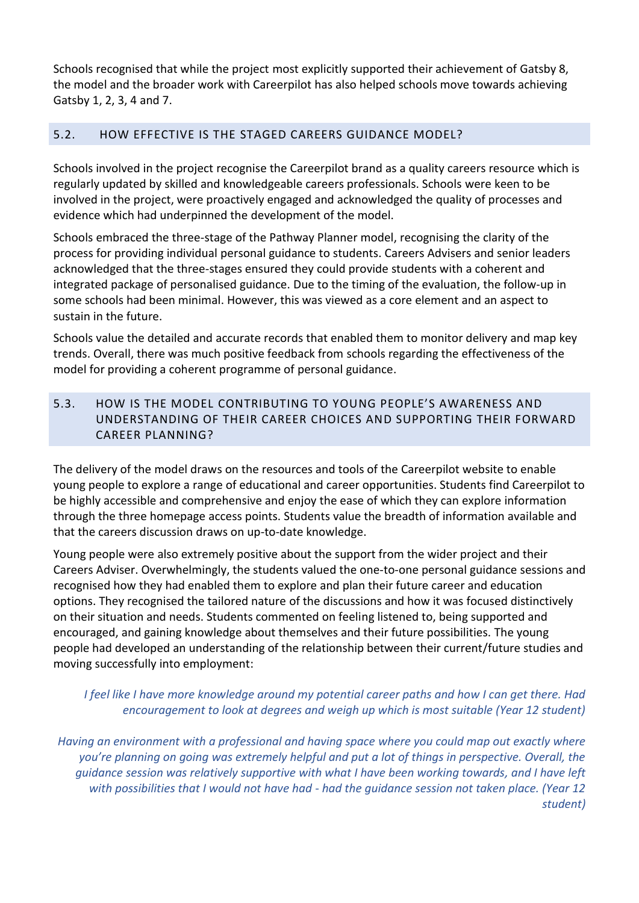Schools recognised that while the project most explicitly supported their achievement of Gatsby 8, the model and the broader work with Careerpilot has also helped schools move towards achieving Gatsby 1, 2, 3, 4 and 7.

## 5.2. HOW EFFECTIVE IS THE STAGED CAREERS GUIDANCE MODEL?

Schools involved in the project recognise the Careerpilot brand as a quality careers resource which is regularly updated by skilled and knowledgeable careers professionals. Schools were keen to be involved in the project, were proactively engaged and acknowledged the quality of processes and evidence which had underpinned the development of the model.

Schools embraced the three-stage of the Pathway Planner model, recognising the clarity of the process for providing individual personal guidance to students. Careers Advisers and senior leaders acknowledged that the three-stages ensured they could provide students with a coherent and integrated package of personalised guidance. Due to the timing of the evaluation, the follow-up in some schools had been minimal. However, this was viewed as a core element and an aspect to sustain in the future.

Schools value the detailed and accurate records that enabled them to monitor delivery and map key trends. Overall, there was much positive feedback from schools regarding the effectiveness of the model for providing a coherent programme of personal guidance.

## 5.3. HOW IS THE MODEL CONTRIBUTING TO YOUNG PEOPLE'S AWARENESS AND UNDERSTANDING OF THEIR CAREER CHOICES AND SUPPORTING THEIR FORWARD CAREER PLANNING?

The delivery of the model draws on the resources and tools of the Careerpilot website to enable young people to explore a range of educational and career opportunities. Students find Careerpilot to be highly accessible and comprehensive and enjoy the ease of which they can explore information through the three homepage access points. Students value the breadth of information available and that the careers discussion draws on up-to-date knowledge.

Young people were also extremely positive about the support from the wider project and their Careers Adviser. Overwhelmingly, the students valued the one-to-one personal guidance sessions and recognised how they had enabled them to explore and plan their future career and education options. They recognised the tailored nature of the discussions and how it was focused distinctively on their situation and needs. Students commented on feeling listened to, being supported and encouraged, and gaining knowledge about themselves and their future possibilities. The young people had developed an understanding of the relationship between their current/future studies and moving successfully into employment:

> *I feel like I have more knowledge around my potential career paths and how I can get there. Had encouragement to look at degrees and weigh up which is most suitable (Year 12 student)*

> *Having an environment with a professional and having space where you could map out exactly where you're planning on going was extremely helpful and put a lot of things in perspective. Overall, the guidance session was relatively supportive with what I have been working towards, and I have left with possibilities that I would not have had - had the guidance session not taken place. (Year 12 student)*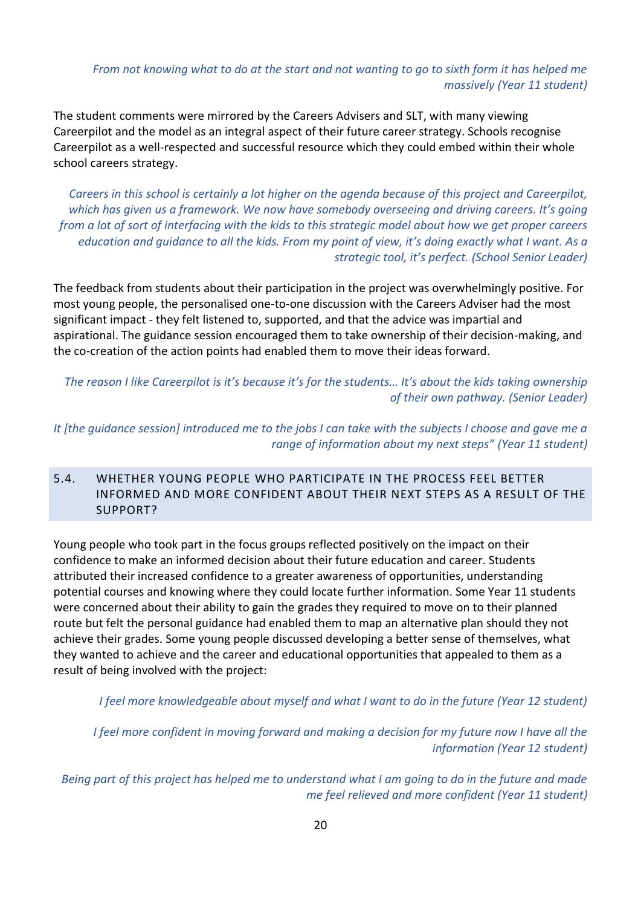*From not knowing what to do at the start and not wanting to go to sixth form it has helped me massively (Year 11 student)*

The student comments were mirrored by the Careers Advisers and SLT, with many viewing Careerpilot and the model as an integral aspect of their future career strategy. Schools recognise Careerpilot as a well-respected and successful resource which they could embed within their whole school careers strategy.

*Careers in this school is certainly a lot higher on the agenda because of this project and Careerpilot, which has given us a framework. We now have somebody overseeing and driving careers. It's going from a lot of sort of interfacing with the kids to this strategic model about how we get proper careers education and guidance to all the kids. From my point of view, it's doing exactly what I want. As a strategic tool, it's perfect. (School Senior Leader)*

The feedback from students about their participation in the project was overwhelmingly positive. For most young people, the personalised one-to-one discussion with the Careers Adviser had the most significant impact - they felt listened to, supported, and that the advice was impartial and aspirational. The guidance session encouraged them to take ownership of their decision-making, and the co-creation of the action points had enabled them to move their ideas forward.

*The reason I like Careerpilot is it's because it's for the students… It's about the kids taking ownership of their own pathway. (Senior Leader)*

*It [the guidance session] introduced me to the jobs I can take with the subjects I choose and gave me a range of information about my next steps" (Year 11 student)*

## 5.4. WHETHER YOUNG PEOPLE WHO PARTICIPATE IN THE PROCESS FEEL BETTER INFORMED AND MORE CONFIDENT ABOUT THEIR NEXT STEPS AS A RESULT OF THE SUPPORT?

Young people who took part in the focus groups reflected positively on the impact on their confidence to make an informed decision about their future education and career. Students attributed their increased confidence to a greater awareness of opportunities, understanding potential courses and knowing where they could locate further information. Some Year 11 students were concerned about their ability to gain the grades they required to move on to their planned route but felt the personal guidance had enabled them to map an alternative plan should they not achieve their grades. Some young people discussed developing a better sense of themselves, what they wanted to achieve and the career and educational opportunities that appealed to them as a result of being involved with the project:

*I feel more knowledgeable about myself and what I want to do in the future (Year 12 student)*

*I feel more confident in moving forward and making a decision for my future now I have all the information (Year 12 student)*

*Being part of this project has helped me to understand what I am going to do in the future and made me feel relieved and more confident (Year 11 student)*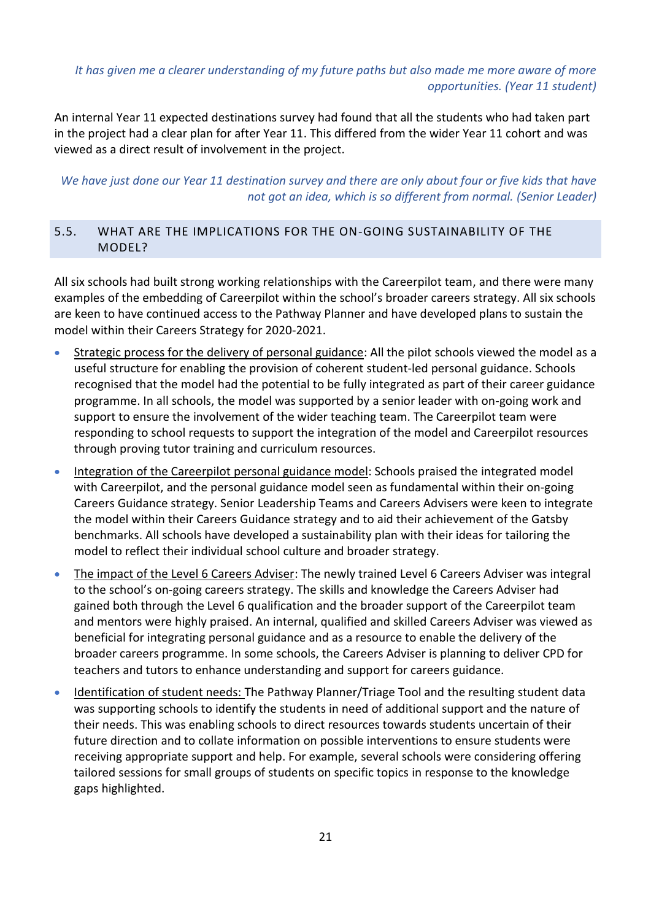*It has given me a clearer understanding of my future paths but also made me more aware of more opportunities. (Year 11 student)*

An internal Year 11 expected destinations survey had found that all the students who had taken part in the project had a clear plan for after Year 11. This differed from the wider Year 11 cohort and was viewed as a direct result of involvement in the project.

*We have just done our Year 11 destination survey and there are only about four or five kids that have not got an idea, which is so different from normal. (Senior Leader)*

## 5.5. WHAT ARE THE IMPLICATIONS FOR THE ON-GOING SUSTAINABILITY OF THE MODEL?

All six schools had built strong working relationships with the Careerpilot team, and there were many examples of the embedding of Careerpilot within the school's broader careers strategy. All six schools are keen to have continued access to the Pathway Planner and have developed plans to sustain the model within their Careers Strategy for 2020-2021.

- Strategic process for the delivery of personal guidance: All the pilot schools viewed the model as a useful structure for enabling the provision of coherent student-led personal guidance. Schools recognised that the model had the potential to be fully integrated as part of their career guidance programme. In all schools, the model was supported by a senior leader with on-going work and support to ensure the involvement of the wider teaching team. The Careerpilot team were responding to school requests to support the integration of the model and Careerpilot resources through proving tutor training and curriculum resources.
- Integration of the Careerpilot personal guidance model: Schools praised the integrated model with Careerpilot, and the personal guidance model seen as fundamental within their on-going Careers Guidance strategy. Senior Leadership Teams and Careers Advisers were keen to integrate the model within their Careers Guidance strategy and to aid their achievement of the Gatsby benchmarks. All schools have developed a sustainability plan with their ideas for tailoring the model to reflect their individual school culture and broader strategy.
- The impact of the Level 6 Careers Adviser: The newly trained Level 6 Careers Adviser was integral to the school's on-going careers strategy. The skills and knowledge the Careers Adviser had gained both through the Level 6 qualification and the broader support of the Careerpilot team and mentors were highly praised. An internal, qualified and skilled Careers Adviser was viewed as beneficial for integrating personal guidance and as a resource to enable the delivery of the broader careers programme. In some schools, the Careers Adviser is planning to deliver CPD for teachers and tutors to enhance understanding and support for careers guidance.
- Identification of student needs: The Pathway Planner/Triage Tool and the resulting student data was supporting schools to identify the students in need of additional support and the nature of their needs. This was enabling schools to direct resources towards students uncertain of their future direction and to collate information on possible interventions to ensure students were receiving appropriate support and help. For example, several schools were considering offering tailored sessions for small groups of students on specific topics in response to the knowledge gaps highlighted.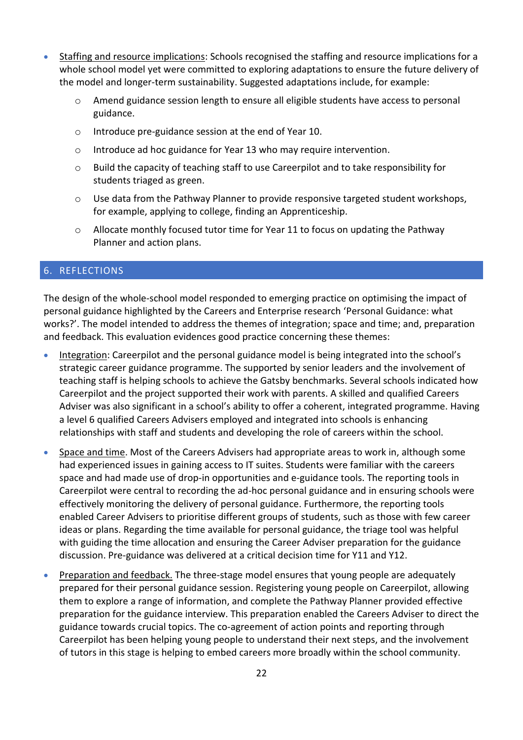- Staffing and resource implications: Schools recognised the staffing and resource implications for a whole school model yet were committed to exploring adaptations to ensure the future delivery of the model and longer-term sustainability. Suggested adaptations include, for example:
  - Amend guidance session length to ensure all eligible students have access to personal guidance.
  - Introduce pre-guidance session at the end of Year 10.
  - Introduce ad hoc guidance for Year 13 who may require intervention.
  - Build the capacity of teaching staff to use Careerpilot and to take responsibility for students triaged as green.
  - Use data from the Pathway Planner to provide responsive targeted student workshops, for example, applying to college, finding an Apprenticeship.
  - Allocate monthly focused tutor time for Year 11 to focus on updating the Pathway Planner and action plans.

## 6. REFLECTIONS

The design of the whole-school model responded to emerging practice on optimising the impact of personal guidance highlighted by the Careers and Enterprise research 'Personal Guidance: what works?'. The model intended to address the themes of integration; space and time; and, preparation and feedback. This evaluation evidences good practice concerning these themes:

- Integration: Careerpilot and the personal guidance model is being integrated into the school's strategic career guidance programme. The supported by senior leaders and the involvement of teaching staff is helping schools to achieve the Gatsby benchmarks. Several schools indicated how Careerpilot and the project supported their work with parents. A skilled and qualified Careers Adviser was also significant in a school's ability to offer a coherent, integrated programme. Having a level 6 qualified Careers Advisers employed and integrated into schools is enhancing relationships with staff and students and developing the role of careers within the school.
- Space and time. Most of the Careers Advisers had appropriate areas to work in, although some had experienced issues in gaining access to IT suites. Students were familiar with the careers space and had made use of drop-in opportunities and e-guidance tools. The reporting tools in Careerpilot were central to recording the ad-hoc personal guidance and in ensuring schools were effectively monitoring the delivery of personal guidance. Furthermore, the reporting tools enabled Career Advisers to prioritise different groups of students, such as those with few career ideas or plans. Regarding the time available for personal guidance, the triage tool was helpful with guiding the time allocation and ensuring the Career Adviser preparation for the guidance discussion. Pre-guidance was delivered at a critical decision time for Y11 and Y12.
- Preparation and feedback. The three-stage model ensures that young people are adequately prepared for their personal guidance session. Registering young people on Careerpilot, allowing them to explore a range of information, and complete the Pathway Planner provided effective preparation for the guidance interview. This preparation enabled the Careers Adviser to direct the guidance towards crucial topics. The co-agreement of action points and reporting through Careerpilot has been helping young people to understand their next steps, and the involvement of tutors in this stage is helping to embed careers more broadly within the school community.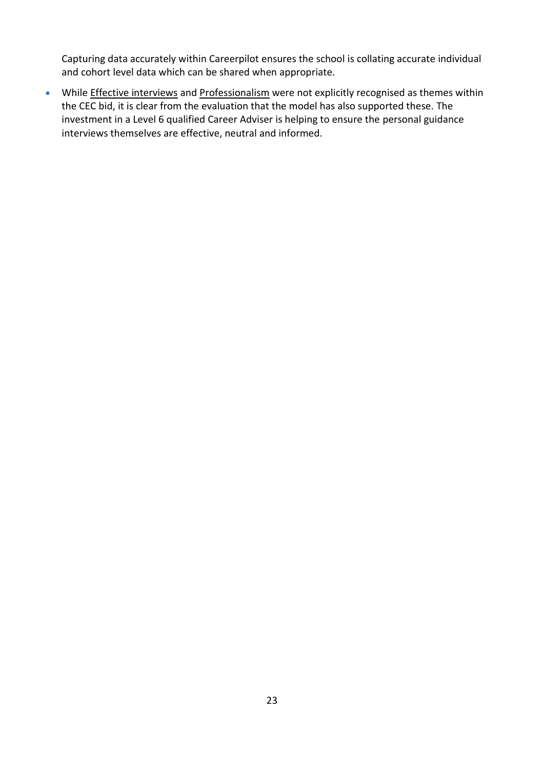Capturing data accurately within Careerpilot ensures the school is collating accurate individual and cohort level data which can be shared when appropriate.

- While <u>Effective interviews</u> and <u>Professionalism</u> were not explicitly recognised as themes within the CEC bid, it is clear from the evaluation that the model has also supported these. The investment in a Level 6 qualified Career Adviser is helping to ensure the personal guidance interviews themselves are effective, neutral and informed.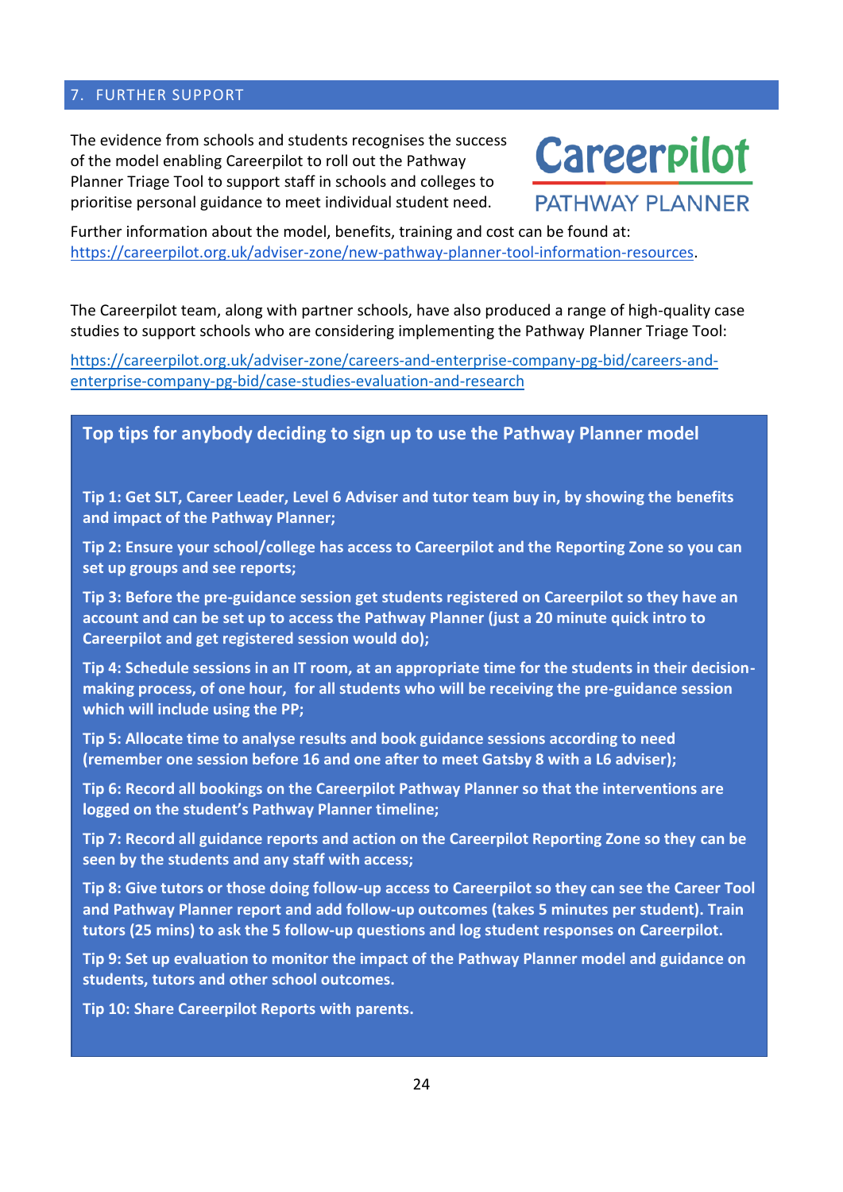## 7. FURTHER SUPPORT

The evidence from schools and students recognises the success of the model enabling Careerpilot to roll out the Pathway Planner Triage Tool to support staff in schools and colleges to prioritise personal guidance to meet individual student need.

Careerpilot PATHWAY PLANNER

Further information about the model, benefits, training and cost can be found at: https://careerpilot.org.uk/adviser-zone/new-pathway-planner-tool-information-resources.

The Careerpilot team, along with partner schools, have also produced a range of high-quality case studies to support schools who are considering implementing the Pathway Planner Triage Tool:

https://careerpilot.org.uk/adviser-zone/careers-and-enterprise-company-pg-bid/careers-and-enterprise-company-pg-bid/case-studies-evaluation-and-research

### Top tips for anybody deciding to sign up to use the Pathway Planner model

**Tip 1: Get SLT, Career Leader, Level 6 Adviser and tutor team buy in, by showing the benefits and impact of the Pathway Planner;**

**Tip 2: Ensure your school/college has access to Careerpilot and the Reporting Zone so you can set up groups and see reports;**

**Tip 3: Before the pre-guidance session get students registered on Careerpilot so they have an account and can be set up to access the Pathway Planner (just a 20 minute quick intro to Careerpilot and get registered session would do);**

**Tip 4: Schedule sessions in an IT room, at an appropriate time for the students in their decision-making process, of one hour, for all students who will be receiving the pre-guidance session which will include using the PP;**

**Tip 5: Allocate time to analyse results and book guidance sessions according to need (remember one session before 16 and one after to meet Gatsby 8 with a L6 adviser);**

**Tip 6: Record all bookings on the Careerpilot Pathway Planner so that the interventions are logged on the student's Pathway Planner timeline;**

**Tip 7: Record all guidance reports and action on the Careerpilot Reporting Zone so they can be seen by the students and any staff with access;**

**Tip 8: Give tutors or those doing follow-up access to Careerpilot so they can see the Career Tool and Pathway Planner report and add follow-up outcomes (takes 5 minutes per student). Train tutors (25 mins) to ask the 5 follow-up questions and log student responses on Careerpilot.**

**Tip 9: Set up evaluation to monitor the impact of the Pathway Planner model and guidance on students, tutors and other school outcomes.**

**Tip 10: Share Careerpilot Reports with parents.**